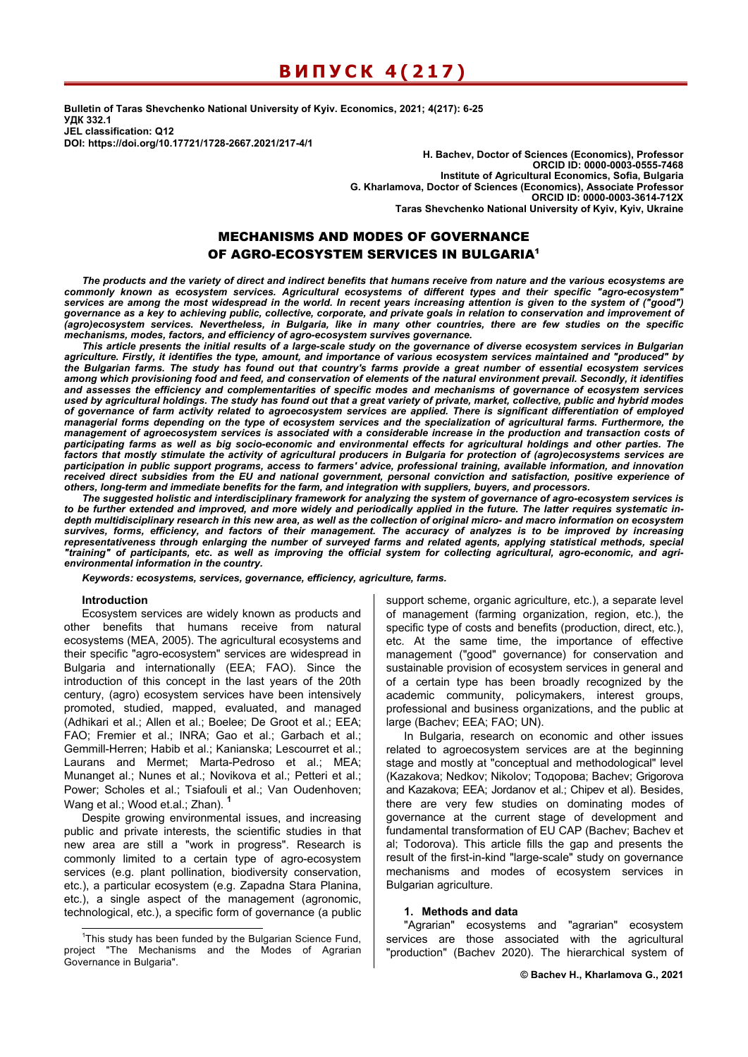**Bulletin of Taras Shevchenko National University of Kyiv. Economics, 2021; 4(217): 6-25**
**УДК 332.1**
**JEL classification: Q12**
**DOI: https://doi.org/10.17721/1728-2667.2021/217-4/1**

**H. Bachev, Doctor of Sciences (Economics), Professor**
**ORCID ID: 0000-0003-0555-7468**
**Institute of Agricultural Economics, Sofia, Bulgaria**
**G. Kharlamova, Doctor of Sciences (Economics), Associate Professor**
**ORCID ID: 0000-0003-3614-712X**
**Taras Shevchenko National University of Kyiv, Kyiv, Ukraine**

# MECHANISMS AND MODES OF GOVERNANCE OF AGRO-ECOSYSTEM SERVICES IN BULGARIA[1]

***The products and the variety of direct and indirect benefits that humans receive from nature and the various ecosystems are commonly known as ecosystem services. Agricultural ecosystems of different types and their specific "agro-ecosystem" services are among the most widespread in the world. In recent years increasing attention is given to the system of ("good") governance as a key to achieving public, collective, corporate, and private goals in relation to conservation and improvement of (agro)ecosystem services. Nevertheless, in Bulgaria, like in many other countries, there are few studies on the specific mechanisms, modes, factors, and efficiency of agro-ecosystem survives governance.***

***This article presents the initial results of a large-scale study on the governance of diverse ecosystem services in Bulgarian agriculture. Firstly, it identifies the type, amount, and importance of various ecosystem services maintained and "produced" by the Bulgarian farms. The study has found out that country's farms provide a great number of essential ecosystem services among which provisioning food and feed, and conservation of elements of the natural environment prevail. Secondly, it identifies and assesses the efficiency and complementarities of specific modes and mechanisms of governance of ecosystem services used by agricultural holdings. The study has found out that a great variety of private, market, collective, public and hybrid modes of governance of farm activity related to agroecosystem services are applied. There is significant differentiation of employed managerial forms depending on the type of ecosystem services and the specialization of agricultural farms. Furthermore, the management of agroecosystem services is associated with a considerable increase in the production and transaction costs of participating farms as well as big socio-economic and environmental effects for agricultural holdings and other parties. The factors that mostly stimulate the activity of agricultural producers in Bulgaria for protection of (agro)ecosystems services are participation in public support programs, access to farmers' advice, professional training, available information, and innovation received direct subsidies from the EU and national government, personal conviction and satisfaction, positive experience of others, long-term and immediate benefits for the farm, and integration with suppliers, buyers, and processors.***

***The suggested holistic and interdisciplinary framework for analyzing the system of governance of agro-ecosystem services is to be further extended and improved, and more widely and periodically applied in the future. The latter requires systematic in-depth multidisciplinary research in this new area, as well as the collection of original micro- and macro information on ecosystem survives, forms, efficiency, and factors of their management. The accuracy of analyzes is to be improved by increasing representativeness through enlarging the number of surveyed farms and related agents, applying statistical methods, special "training" of participants, etc. as well as improving the official system for collecting agricultural, agro-economic, and agri-environmental information in the country.***

***Keywords: ecosystems, services, governance, efficiency, agriculture, farms.***

### Introduction

Ecosystem services are widely known as products and other benefits that humans receive from natural ecosystems (MEA, 2005). The agricultural ecosystems and their specific "agro-ecosystem" services are widespread in Bulgaria and internationally (EEA; FAO). Since the introduction of this concept in the last years of the 20th century, (agro) ecosystem services have been intensively promoted, studied, mapped, evaluated, and managed (Adhikari et al.; Allen et al.; Boelee; De Groot et al.; EEA; FAO; Fremier et al.; INRA; Gao et al.; Garbach et al.; Gemmill-Herren; Habib et al.; Kanianska; Lescourret et al.; Laurans and Mermet; Marta-Pedroso et al.; MEA; Munanget al.; Nunes et al.; Novikova et al.; Petteri et al.; Power; Scholes et al.; Tsiafouli et al.; Van Oudenhoven; Wang et al.; Wood et.al.; Zhan). [1]

Despite growing environmental issues, and increasing public and private interests, the scientific studies in that new area are still a "work in progress". Research is commonly limited to a certain type of agro-ecosystem services (e.g. plant pollination, biodiversity conservation, etc.), a particular ecosystem (e.g. Zapadna Stara Planina, etc.), a single aspect of the management (agronomic, technological, etc.), a specific form of governance (a public support scheme, organic agriculture, etc.), a separate level of management (farming organization, region, etc.), the specific type of costs and benefits (production, direct, etc.), etc. At the same time, the importance of effective management ("good" governance) for conservation and sustainable provision of ecosystem services in general and of a certain type has been broadly recognized by the academic community, policymakers, interest groups, professional and business organizations, and the public at large (Bachev; EEA; FAO; UN).

In Bulgaria, research on economic and other issues related to agroecosystem services are at the beginning stage and mostly at "conceptual and methodological" level (Kazakova; Nedkov; Nikolov; Тодорова; Bachev; Grigorova and Kazakova; EEA; Jordanov et al.; Chipev et al). Besides, there are very few studies on dominating modes of governance at the current stage of development and fundamental transformation of EU CAP (Bachev; Bachev et al; Todorova). This article fills the gap and presents the result of the first-in-kind "large-scale" study on governance mechanisms and modes of ecosystem services in Bulgarian agriculture.

### 1. Methods and data

"Agrarian" ecosystems and "agrarian" ecosystem services are those associated with the agricultural "production" (Bachev 2020). The hierarchical system of

---

[1] This study has been funded by the Bulgarian Science Fund, project "The Mechanisms and the Modes of Agrarian Governance in Bulgaria".

© Bachev H., Kharlamova G., 2021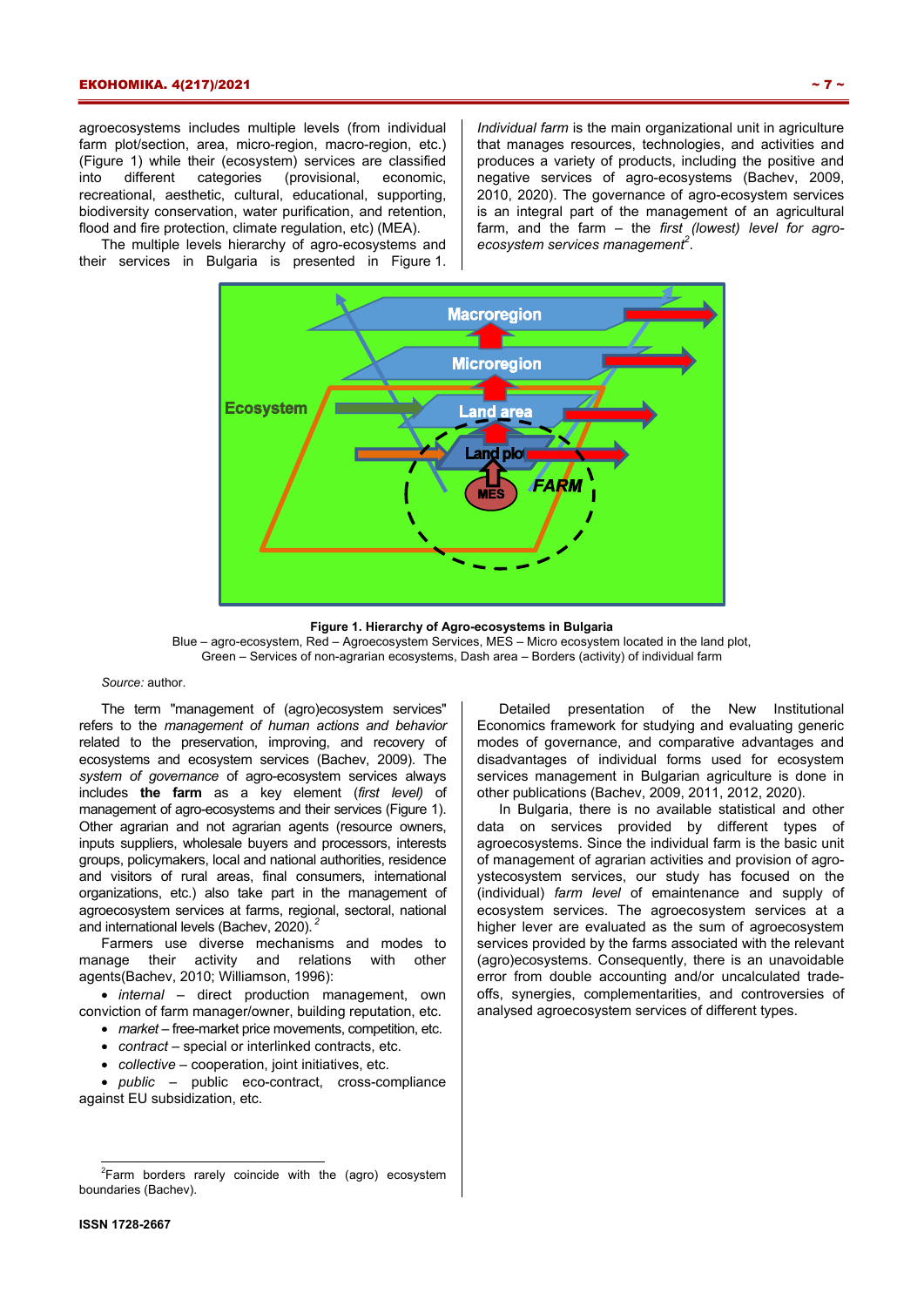agroecosystems includes multiple levels (from individual farm plot/section, area, micro-region, macro-region, etc.) (Figure 1) while their (ecosystem) services are classified into different categories (provisional, economic, recreational, aesthetic, cultural, educational, supporting, biodiversity conservation, water purification, and retention, flood and fire protection, climate regulation, etc) (MEA).

The multiple levels hierarchy of agro-ecosystems and their services in Bulgaria is presented in Figure 1.

*Individual farm* is the main organizational unit in agriculture that manages resources, technologies, and activities and produces a variety of products, including the positive and negative services of agro-ecosystems (Bachev, 2009, 2010, 2020). The governance of agro-ecosystem services is an integral part of the management of an agricultural farm, and the farm – the *first (lowest) level for agro-ecosystem services management*[2].

**Figure 1. Hierarchy of Agro-ecosystems in Bulgaria**

Blue – agro-ecosystem, Red – Agroecosystem Services, MES – Micro ecosystem located in the land plot, Green – Services of non-agrarian ecosystems, Dash area – Borders (activity) of individual farm

*Source:* author.

The term "management of (agro)ecosystem services" refers to the *management of human actions and behavior* related to the preservation, improving, and recovery of ecosystems and ecosystem services (Bachev, 2009). The *system of governance* of agro-ecosystem services always includes **the farm** as a key element (*first level)* of management of agro-ecosystems and their services (Figure 1). Other agrarian and not agrarian agents (resource owners, inputs suppliers, wholesale buyers and processors, interests groups, policymakers, local and national authorities, residence and visitors of rural areas, final consumers, international organizations, etc.) also take part in the management of agroecosystem services at farms, regional, sectoral, national and international levels (Bachev, 2020).[2]

Farmers use diverse mechanisms and modes to manage their activity and relations with other agents(Bachev, 2010; Williamson, 1996):

- *internal* – direct production management, own conviction of farm manager/owner, building reputation, etc.
- *market* – free-market price movements, competition, etc.
- *contract* – special or interlinked contracts, etc.
- *collective* – cooperation, joint initiatives, etc.
- *public* – public eco-contract, cross-compliance against EU subsidization, etc.

Detailed presentation of the New Institutional Economics framework for studying and evaluating generic modes of governance, and comparative advantages and disadvantages of individual forms used for ecosystem services management in Bulgarian agriculture is done in other publications (Bachev, 2009, 2011, 2012, 2020).

In Bulgaria, there is no available statistical and other data on services provided by different types of agroecosystems. Since the individual farm is the basic unit of management of agrarian activities and provision of agro-ystecosystem services, our study has focused on the (individual) *farm level* of emaintenance and supply of ecosystem services. The agroecosystem services at a higher lever are evaluated as the sum of agroecosystem services provided by the farms associated with the relevant (agro)ecosystems. Consequently, there is an unavoidable error from double accounting and/or uncalculated trade-offs, synergies, complementarities, and controversies of analysed agroecosystem services of different types.

[2] Farm borders rarely coincide with the (agro) ecosystem boundaries (Bachev).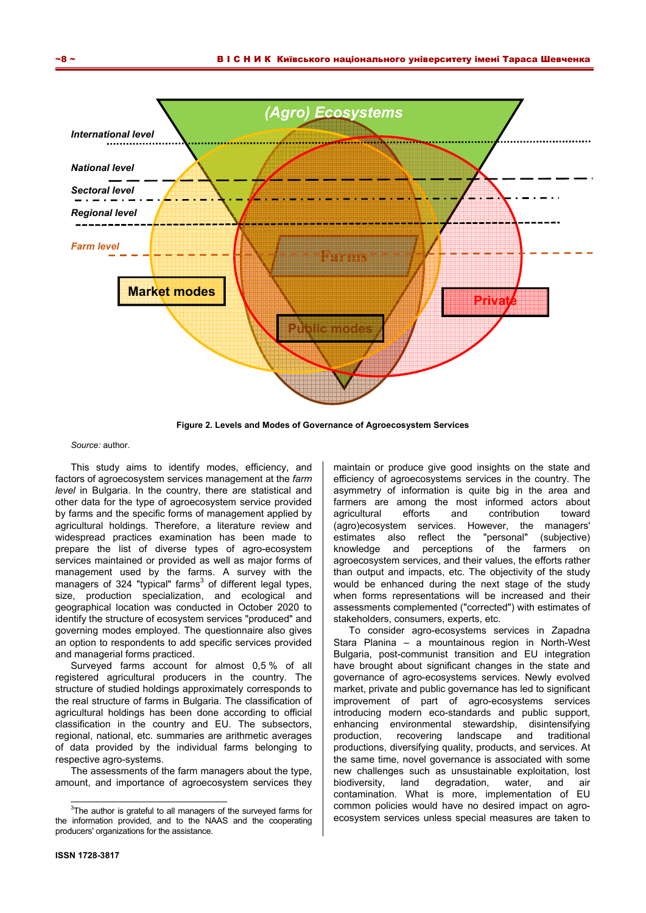Figure 2. Levels and Modes of Governance of Agroecosystem Services

*Source:* author.

This study aims to identify modes, efficiency, and factors of agroecosystem services management at the *farm level* in Bulgaria. In the country, there are statistical and other data for the type of agroecosystem service provided by farms and the specific forms of management applied by agricultural holdings. Therefore, a literature review and widespread practices examination has been made to prepare the list of diverse types of agro-ecosystem services maintained or provided as well as major forms of management used by the farms. A survey with the managers of 324 "typical" farms[3] of different legal types, size, production specialization, and ecological and geographical location was conducted in October 2020 to identify the structure of ecosystem services "produced" and governing modes employed. The questionnaire also gives an option to respondents to add specific services provided and managerial forms practiced.

Surveyed farms account for almost 0,5 % of all registered agricultural producers in the country. The structure of studied holdings approximately corresponds to the real structure of farms in Bulgaria. The classification of agricultural holdings has been done according to official classification in the country and EU. The subsectors, regional, national, etc. summaries are arithmetic averages of data provided by the individual farms belonging to respective agro-systems.

The assessments of the farm managers about the type, amount, and importance of agroecosystem services they maintain or produce give good insights on the state and efficiency of agroecosystems services in the country. The asymmetry of information is quite big in the area and farmers are among the most informed actors about agricultural efforts and contribution toward (agro)ecosystem services. However, the managers' estimates also reflect the "personal" (subjective) knowledge and perceptions of the farmers on agroecosystem services, and their values, the efforts rather than output and impacts, etc. The objectivity of the study would be enhanced during the next stage of the study when forms representations will be increased and their assessments complemented ("corrected") with estimates of stakeholders, consumers, experts, etc.

To consider agro-ecosystems services in Zapadna Stara Planina – a mountainous region in North-West Bulgaria, post-communist transition and EU integration have brought about significant changes in the state and governance of agro-ecosystems services. Newly evolved market, private and public governance has led to significant improvement of part of agro-ecosystems services introducing modern eco-standards and public support, enhancing environmental stewardship, disintensifying production, recovering landscape and traditional productions, diversifying quality, products, and services. At the same time, novel governance is associated with some new challenges such as unsustainable exploitation, lost biodiversity, land degradation, water, and air contamination. What is more, implementation of EU common policies would have no desired impact on agro-ecosystem services unless special measures are taken to

---

[3] The author is grateful to all managers of the surveyed farms for the information provided, and to the NAAS and the cooperating producers' organizations for the assistance.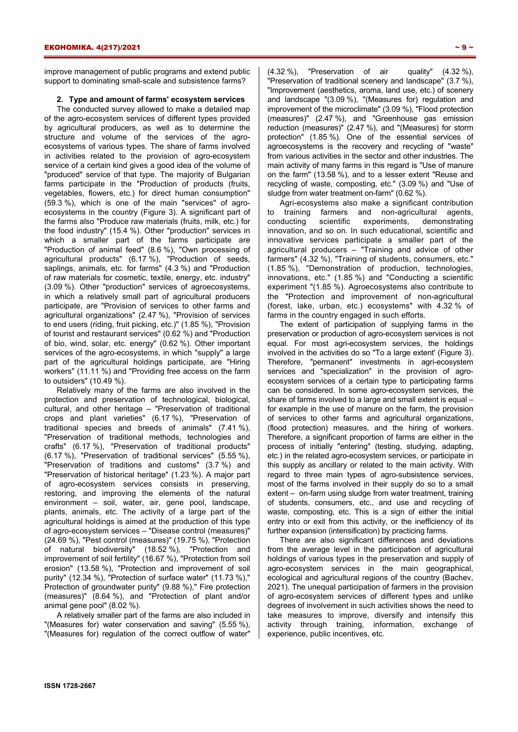improve management of public programs and extend public support to dominating small-scale and subsistence farms?

## 2. Type and amount of farms' ecosystem services

The conducted survey allowed to make a detailed map of the agro-ecosystem services of different types provided by agricultural producers, as well as to determine the structure and volume of the services of the agro-ecosystems of various types. The share of farms involved in activities related to the provision of agro-ecosystem service of a certain kind gives a good idea of the volume of "produced" service of that type. The majority of Bulgarian farms participate in the "Production of products (fruits, vegetables, flowers, etc.) for direct human consumption" (59.3 %), which is one of the main "services" of agro-ecosystems in the country (Figure 3). A significant part of the farms also "Produce raw materials (fruits, milk, etc.) for the food industry" (15.4 %). Other "production" services in which a smaller part of the farms participate are "Production of animal feed" (8.6 %), "Own processing of agricultural products" (6.17 %), "Production of seeds, saplings, animals, etc. for farms" (4.3 %) and "Production of raw materials for cosmetic, textile, energy, etc. industry" (3.09 %). Other "production" services of agroecosystems, in which a relatively small part of agricultural producers participate, are "Provision of services to other farms and agricultural organizations" (2.47 %), "Provision of services to end users (riding, fruit picking, etc.)" (1.85 %), "Provision of tourist and restaurant services" (0.62 %) and "Production of bio, wind, solar, etc. energy" (0.62 %). Other important services of the agro-ecosystems, in which "supply" a large part of the agricultural holdings participate, are "Hiring workers" (11.11 %) and "Providing free access on the farm to outsiders" (10.49 %).

Relatively many of the farms are also involved in the protection and preservation of technological, biological, cultural, and other heritage – "Preservation of traditional crops and plant varieties" (6.17 %), "Preservation of traditional species and breeds of animals" (7.41 %), "Preservation of traditional methods, technologies and crafts" (6.17 %), "Preservation of traditional products" (6.17 %), "Preservation of traditional services" (5.55 %), "Preservation of traditions and customs" (3.7 %) and "Preservation of historical heritage" (1.23 %). A major part of agro-ecosystem services consists in preserving, restoring, and improving the elements of the natural environment – soil, water, air, gene pool, landscape, plants, animals, etc. The activity of a large part of the agricultural holdings is aimed at the production of this type of agro-ecosystem services – "Disease control (measures)" (24.69 %), "Pest control (measures)" (19.75 %), "Protection of natural biodiversity" (18.52 %), "Protection and improvement of soil fertility" (16.67 %), "Protection from soil erosion" (13.58 %), "Protection and improvement of soil purity" (12.34 %), "Protection of surface water" (11.73 %)," Protection of groundwater purity" (9.88 %)," Fire protection (measures)" (8.64 %), and "Protection of plant and/or animal gene pool" (8.02 %).

A relatively smaller part of the farms are also included in "(Measures for) water conservation and saving" (5.55 %), "(Measures for) regulation of the correct outflow of water" (4.32 %), "Preservation of air quality" (4.32 %), "Preservation of traditional scenery and landscape" (3.7 %), "Improvement (aesthetics, aroma, land use, etc.) of scenery and landscape "(3.09 %), "(Measures for) regulation and improvement of the microclimate" (3.09 %), "Flood protection (measures)" (2.47 %), and "Greenhouse gas emission reduction (measures)" (2.47 %), and "(Measures) for storm protection" (1.85 %). One of the essential services of agroecosystems is the recovery and recycling of "waste" from various activities in the sector and other industries. The main activity of many farms in this regard is "Use of manure on the farm" (13.58 %), and to a lesser extent "Reuse and recycling of waste, composting, etc." (3.09 %) and "Use of sludge from water treatment on-farm" (0.62 %).

Agri-ecosystems also make a significant contribution to training farmers and non-agricultural agents, conducting scientific experiments, demonstrating innovation, and so on. In such educational, scientific and innovative services participate a smaller part of the agricultural producers – "Training and advice of other farmers" (4.32 %), "Training of students, consumers, etc." (1.85 %), "Demonstration of production, technologies, innovations, etc." (1.85 %) and "Conducting a scientific experiment "(1.85 %). Agroecosystems also contribute to the "Protection and improvement of non-agricultural (forest, lake, urban, etc.) ecosystems" with 4.32 % of farms in the country engaged in such efforts.

The extent of participation of supplying farms in the preservation or production of agro-ecosystem services is not equal. For most agri-ecosystem services, the holdings involved in the activities do so "To a large extent' (Figure 3). Therefore, "permanent" investments in agri-ecosystem services and "specialization" in the provision of agro-ecosystem services of a certain type to participating farms can be considered. In some agro-ecosystem services, the share of farms involved to a large and small extent is equal – for example in the use of manure on the farm, the provision of services to other farms and agricultural organizations, (flood protection) measures, and the hiring of workers. Therefore, a significant proportion of farms are either in the process of initially "entering" (testing, studying, adapting, etc.) in the related agro-ecosystem services, or participate in this supply as ancillary or related to the main activity. With regard to three main types of agro-subsistence services, most of the farms involved in their supply do so to a small extent – on-farm using sludge from water treatment, training of students, consumers, etc., and use and recycling of waste, composting, etc. This is a sign of either the initial entry into or exit from this activity, or the inefficiency of its further expansion (intensification) by practicing farms.

There are also significant differences and deviations from the average level in the participation of agricultural holdings of various types in the preservation and supply of agro-ecosystem services in the main geographical, ecological and agricultural regions of the country (Bachev, 2021). The unequal participation of farmers in the provision of agro-ecosystem services of different types and unlike degrees of involvement in such activities shows the need to take measures to improve, diversify and intensify this activity through training, information, exchange of experience, public incentives, etc.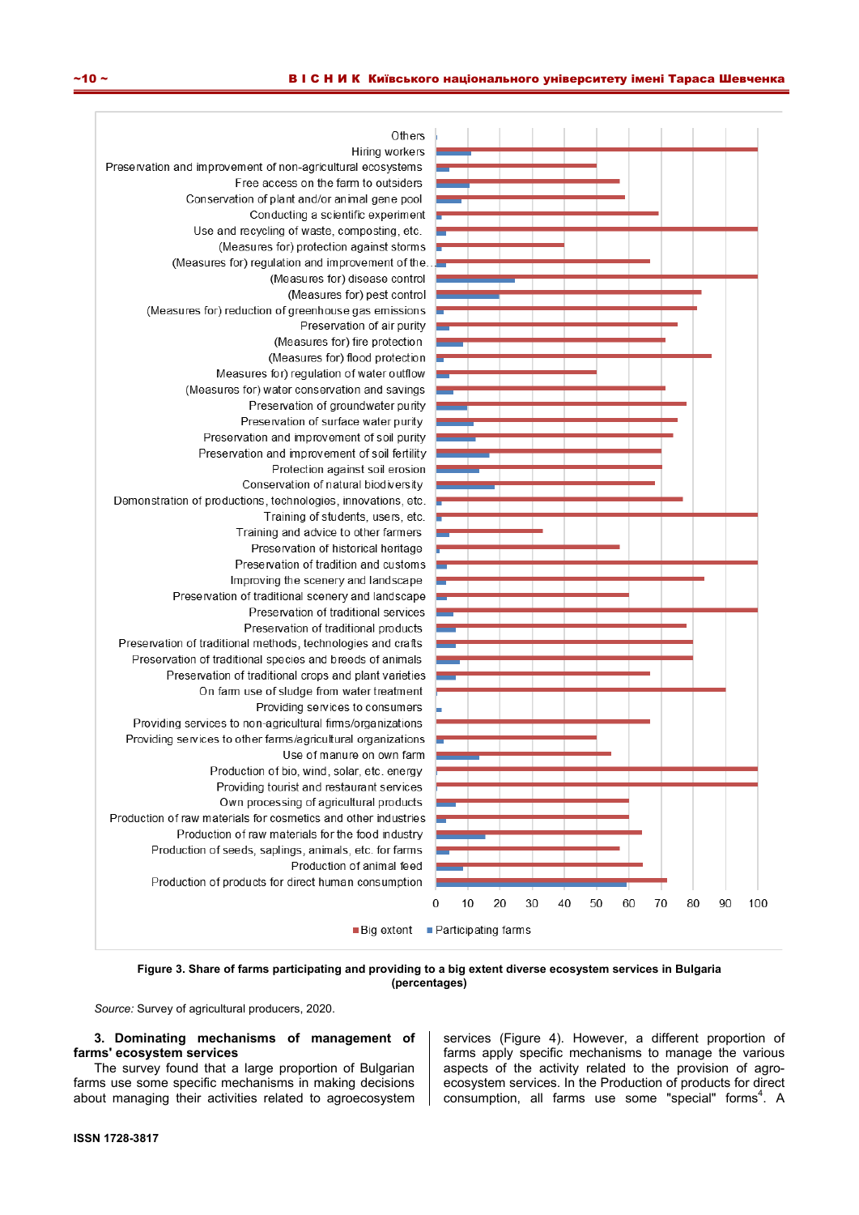Figure 3. Share of farms participating and providing to a big extent diverse ecosystem services in Bulgaria (percentages)

*Source:* Survey of agricultural producers, 2020.

**3. Dominating mechanisms of management of farms' ecosystem services**

The survey found that a large proportion of Bulgarian farms use some specific mechanisms in making decisions about managing their activities related to agroecosystem services (Figure 4). However, a different proportion of farms apply specific mechanisms to manage the various aspects of the activity related to the provision of agro-ecosystem services. In the Production of products for direct consumption, all farms use some "special" forms[4]. A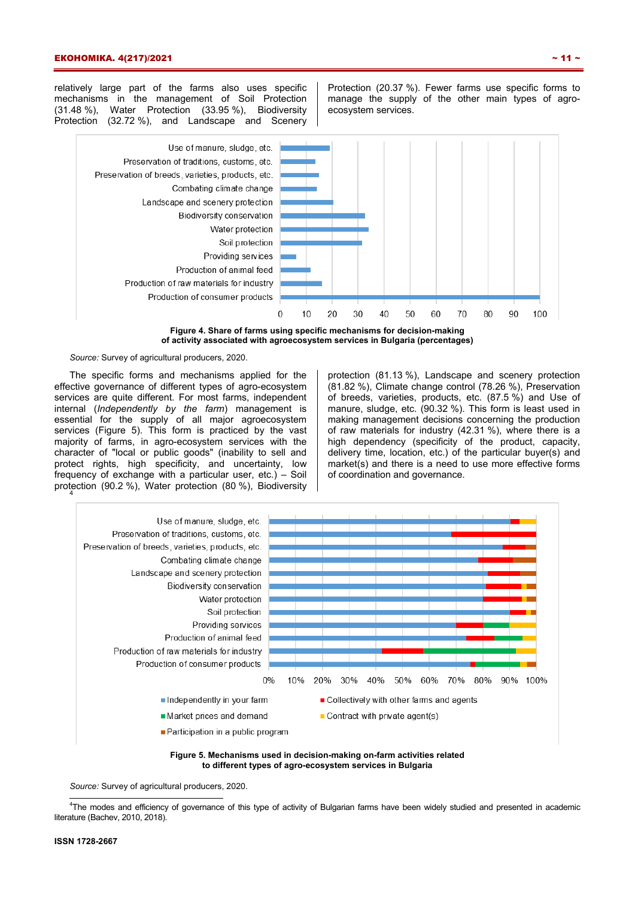relatively large part of the farms also uses specific mechanisms in the management of Soil Protection (31.48 %), Water Protection (33.95 %), Biodiversity Protection (32.72 %), and Landscape and Scenery Protection (20.37 %). Fewer farms use specific forms to manage the supply of the other main types of agro-ecosystem services.

**Figure 4. Share of farms using specific mechanisms for decision-making of activity associated with agroecosystem services in Bulgaria (percentages)**

*Source:* Survey of agricultural producers, 2020.

The specific forms and mechanisms applied for the effective governance of different types of agro-ecosystem services are quite different. For most farms, independent internal (*Independently by the farm*) management is essential for the supply of all major agroecosystem services (Figure 5). This form is practiced by the vast majority of farms, in agro-ecosystem services with the character of "local or public goods" (inability to sell and protect rights, high specificity, and uncertainty, low frequency of exchange with a particular user, etc.) – Soil protection[4] (90.2 %), Water protection (80 %), Biodiversity protection (81.13 %), Landscape and scenery protection (81.82 %), Climate change control (78.26 %), Preservation of breeds, varieties, products, etc. (87.5 %) and Use of manure, sludge, etc. (90.32 %). This form is least used in making management decisions concerning the production of raw materials for industry (42.31 %), where there is a high dependency (specificity of the product, capacity, delivery time, location, etc.) of the particular buyer(s) and market(s) and there is a need to use more effective forms of coordination and governance.

**Figure 5. Mechanisms used in decision-making on-farm activities related to different types of agro-ecosystem services in Bulgaria**

*Source:* Survey of agricultural producers, 2020.

[4]The modes and efficiency of governance of this type of activity of Bulgarian farms have been widely studied and presented in academic literature (Bachev, 2010, 2018).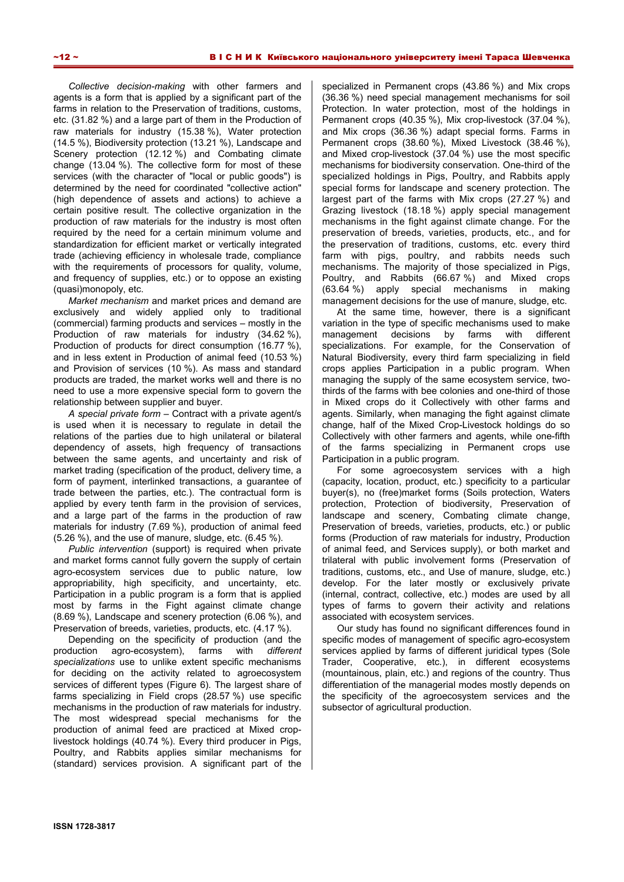*Collective decision-making* with other farmers and agents is a form that is applied by a significant part of the farms in relation to the Preservation of traditions, customs, etc. (31.82 %) and a large part of them in the Production of raw materials for industry (15.38 %), Water protection (14.5 %), Biodiversity protection (13.21 %), Landscape and Scenery protection (12.12 %) and Combating climate change (13.04 %). The collective form for most of these services (with the character of "local or public goods") is determined by the need for coordinated "collective action" (high dependence of assets and actions) to achieve a certain positive result. The collective organization in the production of raw materials for the industry is most often required by the need for a certain minimum volume and standardization for efficient market or vertically integrated trade (achieving efficiency in wholesale trade, compliance with the requirements of processors for quality, volume, and frequency of supplies, etc.) or to oppose an existing (quasi)monopoly, etc.

*Market mechanism* and market prices and demand are exclusively and widely applied only to traditional (commercial) farming products and services – mostly in the Production of raw materials for industry (34.62 %), Production of products for direct consumption (16.77 %), and in less extent in Production of animal feed (10.53 %) and Provision of services (10 %). As mass and standard products are traded, the market works well and there is no need to use a more expensive special form to govern the relationship between supplier and buyer.

*A special private form* – Contract with a private agent/s is used when it is necessary to regulate in detail the relations of the parties due to high unilateral or bilateral dependency of assets, high frequency of transactions between the same agents, and uncertainty and risk of market trading (specification of the product, delivery time, a form of payment, interlinked transactions, a guarantee of trade between the parties, etc.). The contractual form is applied by every tenth farm in the provision of services, and a large part of the farms in the production of raw materials for industry (7.69 %), production of animal feed (5.26 %), and the use of manure, sludge, etc. (6.45 %).

*Public intervention* (support) is required when private and market forms cannot fully govern the supply of certain agro-ecosystem services due to public nature, low appropriability, high specificity, and uncertainty, etc. Participation in a public program is a form that is applied most by farms in the Fight against climate change (8.69 %), Landscape and scenery protection (6.06 %), and Preservation of breeds, varieties, products, etc. (4.17 %).

Depending on the specificity of production (and the production agro-ecosystem), farms with *different specializations* use to unlike extent specific mechanisms for deciding on the activity related to agroecosystem services of different types (Figure 6). The largest share of farms specializing in Field crops (28.57 %) use specific mechanisms in the production of raw materials for industry. The most widespread special mechanisms for the production of animal feed are practiced at Mixed crop-livestock holdings (40.74 %). Every third producer in Pigs, Poultry, and Rabbits applies similar mechanisms for (standard) services provision. A significant part of the specialized in Permanent crops (43.86 %) and Mix crops (36.36 %) need special management mechanisms for soil Protection. In water protection, most of the holdings in Permanent crops (40.35 %), Mix crop-livestock (37.04 %), and Mix crops (36.36 %) adapt special forms. Farms in Permanent crops (38.60 %), Mixed Livestock (38.46 %), and Mixed crop-livestock (37.04 %) use the most specific mechanisms for biodiversity conservation. One-third of the specialized holdings in Pigs, Poultry, and Rabbits apply special forms for landscape and scenery protection. The largest part of the farms with Mix crops (27.27 %) and Grazing livestock (18.18 %) apply special management mechanisms in the fight against climate change. For the preservation of breeds, varieties, products, etc., and for the preservation of traditions, customs, etc. every third farm with pigs, poultry, and rabbits needs such mechanisms. The majority of those specialized in Pigs, Poultry, and Rabbits (66.67 %) and Mixed crops (63.64 %) apply special mechanisms in making management decisions for the use of manure, sludge, etc.

At the same time, however, there is a significant variation in the type of specific mechanisms used to make management decisions by farms with different specializations. For example, for the Conservation of Natural Biodiversity, every third farm specializing in field crops applies Participation in a public program. When managing the supply of the same ecosystem service, two-thirds of the farms with bee colonies and one-third of those in Mixed crops do it Collectively with other farms and agents. Similarly, when managing the fight against climate change, half of the Mixed Crop-Livestock holdings do so Collectively with other farmers and agents, while one-fifth of the farms specializing in Permanent crops use Participation in a public program.

For some agroecosystem services with a high (capacity, location, product, etc.) specificity to a particular buyer(s), no (free)market forms (Soils protection, Waters protection, Protection of biodiversity, Preservation of landscape and scenery, Combating climate change, Preservation of breeds, varieties, products, etc.) or public forms (Production of raw materials for industry, Production of animal feed, and Services supply), or both market and trilateral with public involvement forms (Preservation of traditions, customs, etc., and Use of manure, sludge, etc.) develop. For the later mostly or exclusively private (internal, contract, collective, etc.) modes are used by all types of farms to govern their activity and relations associated with ecosystem services.

Our study has found no significant differences found in specific modes of management of specific agro-ecosystem services applied by farms of different juridical types (Sole Trader, Cooperative, etc.), in different ecosystems (mountainous, plain, etc.) and regions of the country. Thus differentiation of the managerial modes mostly depends on the specificity of the agroecosystem services and the subsector of agricultural production.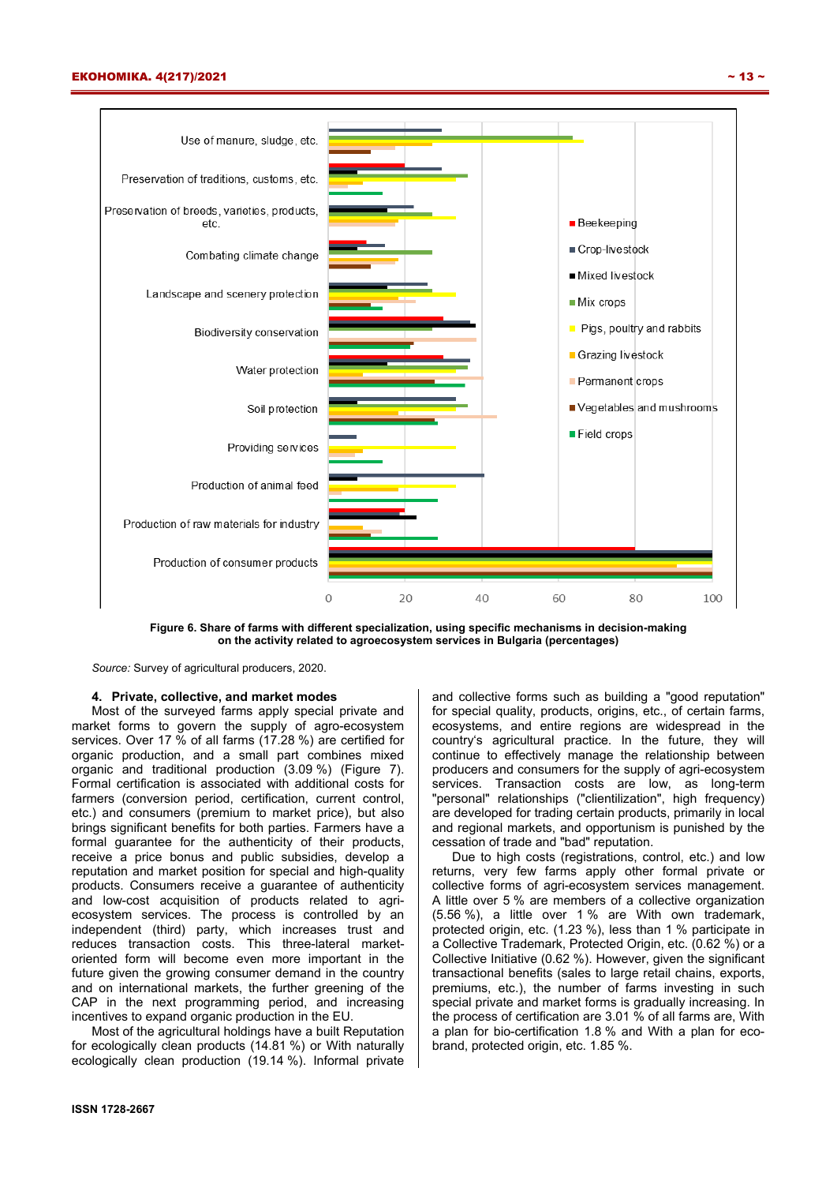Figure 6. Share of farms with different specialization, using specific mechanisms in decision-making on the activity related to agroecosystem services in Bulgaria (percentages)

*Source:* Survey of agricultural producers, 2020.

### 4. Private, collective, and market modes

Most of the surveyed farms apply special private and market forms to govern the supply of agro-ecosystem services. Over 17 % of all farms (17.28 %) are certified for organic production, and a small part combines mixed organic and traditional production (3.09 %) (Figure 7). Formal certification is associated with additional costs for farmers (conversion period, certification, current control, etc.) and consumers (premium to market price), but also brings significant benefits for both parties. Farmers have a formal guarantee for the authenticity of their products, receive a price bonus and public subsidies, develop a reputation and market position for special and high-quality products. Consumers receive a guarantee of authenticity and low-cost acquisition of products related to agri-ecosystem services. The process is controlled by an independent (third) party, which increases trust and reduces transaction costs. This three-lateral market-oriented form will become even more important in the future given the growing consumer demand in the country and on international markets, the further greening of the CAP in the next programming period, and increasing incentives to expand organic production in the EU.

Most of the agricultural holdings have a built Reputation for ecologically clean products (14.81 %) or With naturally ecologically clean production (19.14 %). Informal private and collective forms such as building a "good reputation" for special quality, products, origins, etc., of certain farms, ecosystems, and entire regions are widespread in the country's agricultural practice. In the future, they will continue to effectively manage the relationship between producers and consumers for the supply of agri-ecosystem services. Transaction costs are low, as long-term "personal" relationships ("clientilization", high frequency) are developed for trading certain products, primarily in local and regional markets, and opportunism is punished by the cessation of trade and "bad" reputation.

Due to high costs (registrations, control, etc.) and low returns, very few farms apply other formal private or collective forms of agri-ecosystem services management. A little over 5 % are members of a collective organization (5.56 %), a little over 1 % are With own trademark, protected origin, etc. (1.23 %), less than 1 % participate in a Collective Trademark, Protected Origin, etc. (0.62 %) or a Collective Initiative (0.62 %). However, given the significant transactional benefits (sales to large retail chains, exports, premiums, etc.), the number of farms investing in such special private and market forms is gradually increasing. In the process of certification are 3.01 % of all farms are, With a plan for bio-certification 1.8 % and With a plan for eco-brand, protected origin, etc. 1.85 %.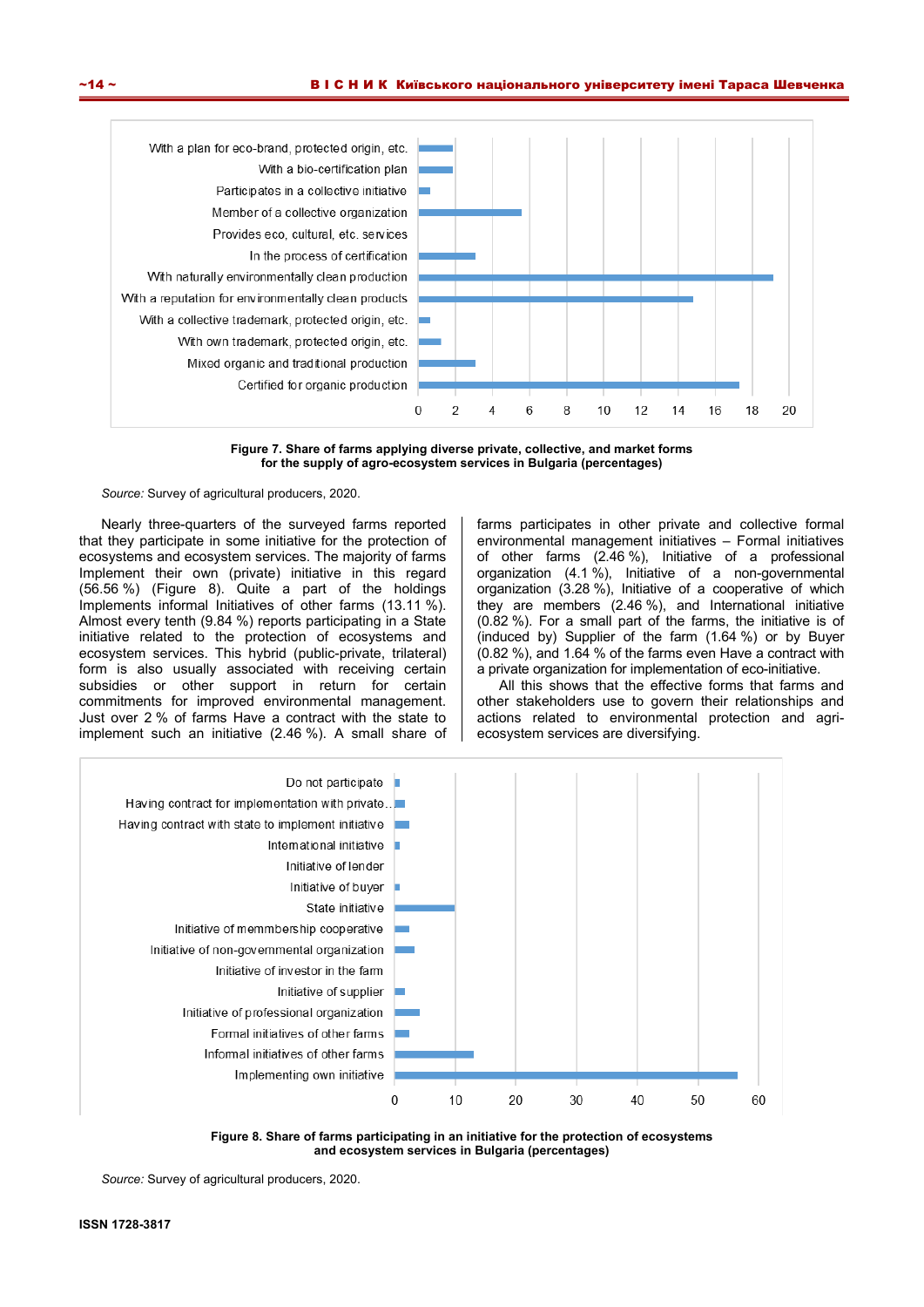Figure 7. Share of farms applying diverse private, collective, and market forms for the supply of agro-ecosystem services in Bulgaria (percentages)

*Source:* Survey of agricultural producers, 2020.

Nearly three-quarters of the surveyed farms reported that they participate in some initiative for the protection of ecosystems and ecosystem services. The majority of farms Implement their own (private) initiative in this regard (56.56 %) (Figure 8). Quite a part of the holdings Implements informal Initiatives of other farms (13.11 %). Almost every tenth (9.84 %) reports participating in a State initiative related to the protection of ecosystems and ecosystem services. This hybrid (public-private, trilateral) form is also usually associated with receiving certain subsidies or other support in return for certain commitments for improved environmental management. Just over 2 % of farms Have a contract with the state to implement such an initiative (2.46 %). A small share of farms participates in other private and collective formal environmental management initiatives – Formal initiatives of other farms (2.46 %), Initiative of a professional organization (4.1 %), Initiative of a non-governmental organization (3.28 %), Initiative of a cooperative of which they are members (2.46 %), and International initiative (0.82 %). For a small part of the farms, the initiative is of (induced by) Supplier of the farm (1.64 %) or by Buyer (0.82 %), and 1.64 % of the farms even Have a contract with a private organization for implementation of eco-initiative.

All this shows that the effective forms that farms and other stakeholders use to govern their relationships and actions related to environmental protection and agri-ecosystem services are diversifying.

Figure 8. Share of farms participating in an initiative for the protection of ecosystems and ecosystem services in Bulgaria (percentages)

*Source:* Survey of agricultural producers, 2020.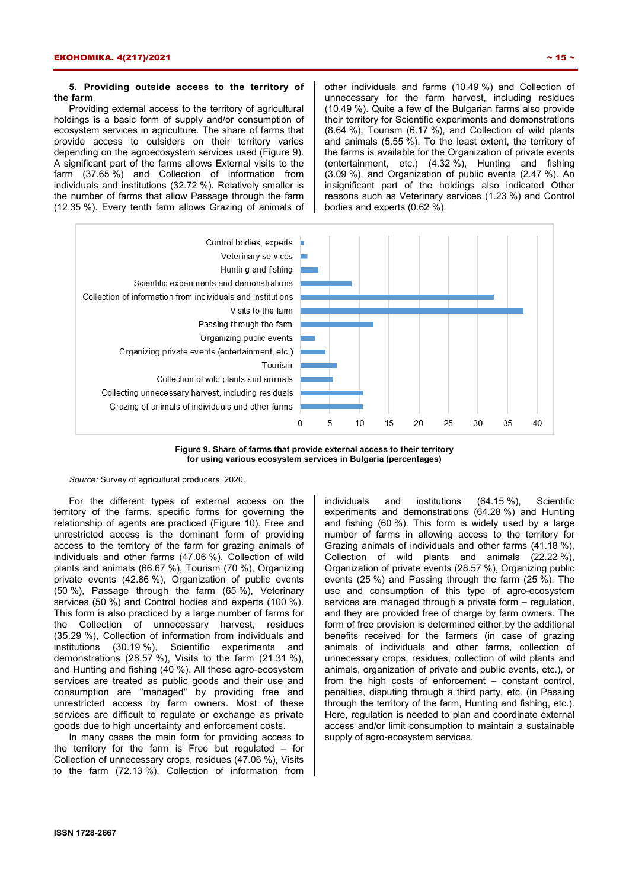**5. Providing outside access to the territory of the farm**

Providing external access to the territory of agricultural holdings is a basic form of supply and/or consumption of ecosystem services in agriculture. The share of farms that provide access to outsiders on their territory varies depending on the agroecosystem services used (Figure 9). A significant part of the farms allows External visits to the farm (37.65 %) and Collection of information from individuals and institutions (32.72 %). Relatively smaller is the number of farms that allow Passage through the farm (12.35 %). Every tenth farm allows Grazing of animals of other individuals and farms (10.49 %) and Collection of unnecessary for the farm harvest, including residues (10.49 %). Quite a few of the Bulgarian farms also provide their territory for Scientific experiments and demonstrations (8.64 %), Tourism (6.17 %), and Collection of wild plants and animals (5.55 %). To the least extent, the territory of the farms is available for the Organization of private events (entertainment, etc.) (4.32 %), Hunting and fishing (3.09 %), and Organization of public events (2.47 %). An insignificant part of the holdings also indicated Other reasons such as Veterinary services (1.23 %) and Control bodies and experts (0.62 %).

| Access type | Share of farms (%) |
|---|---|
| Control bodies, experts | 0.62 |
| Veterinary services | 1.23 |
| Hunting and fishing | 3.09 |
| Scientific experiments and demonstrations | 8.64 |
| Collection of information from individuals and institutions | 32.72 |
| Visits to the farm | 37.65 |
| Passing through the farm | 12.35 |
| Organizing public events | 2.47 |
| Organizing private events (entertainment, etc.) | 4.32 |
| Tourism | 6.17 |
| Collection of wild plants and animals | 5.55 |
| Collecting unnecessary harvest, including residuals | 10.49 |
| Grazing of animals of individuals and other farms | 10.49 |

**Figure 9. Share of farms that provide external access to their territory for using various ecosystem services in Bulgaria (percentages)**

*Source:* Survey of agricultural producers, 2020.

For the different types of external access on the territory of the farms, specific forms for governing the relationship of agents are practiced (Figure 10). Free and unrestricted access is the dominant form of providing access to the territory of the farm for grazing animals of individuals and other farms (47.06 %), Collection of wild plants and animals (66.67 %), Tourism (70 %), Organizing private events (42.86 %), Organization of public events (50 %), Passage through the farm (65 %), Veterinary services (50 %) and Control bodies and experts (100 %). This form is also practiced by a large number of farms for the Collection of unnecessary harvest, residues (35.29 %), Collection of information from individuals and institutions (30.19 %), Scientific experiments and demonstrations (28.57 %), Visits to the farm (21.31 %), and Hunting and fishing (40 %). All these agro-ecosystem services are treated as public goods and their use and consumption are "managed" by providing free and unrestricted access by farm owners. Most of these services are difficult to regulate or exchange as private goods due to high uncertainty and enforcement costs.

In many cases the main form for providing access to the territory for the farm is Free but regulated – for Collection of unnecessary crops, residues (47.06 %), Visits to the farm (72.13 %), Collection of information from individuals and institutions (64.15 %), Scientific experiments and demonstrations (64.28 %) and Hunting and fishing (60 %). This form is widely used by a large number of farms in allowing access to the territory for Grazing animals of individuals and other farms (41.18 %), Collection of wild plants and animals (22.22 %), Organization of private events (28.57 %), Organizing public events (25 %) and Passing through the farm (25 %). The use and consumption of this type of agro-ecosystem services are managed through a private form – regulation, and they are provided free of charge by farm owners. The form of free provision is determined either by the additional benefits received for the farmers (in case of grazing animals of individuals and other farms, collection of unnecessary crops, residues, collection of wild plants and animals, organization of private and public events, etc.), or from the high costs of enforcement – constant control, penalties, disputing through a third party, etc. (in Passing through the territory of the farm, Hunting and fishing, etc.). Here, regulation is needed to plan and coordinate external access and/or limit consumption to maintain a sustainable supply of agro-ecosystem services.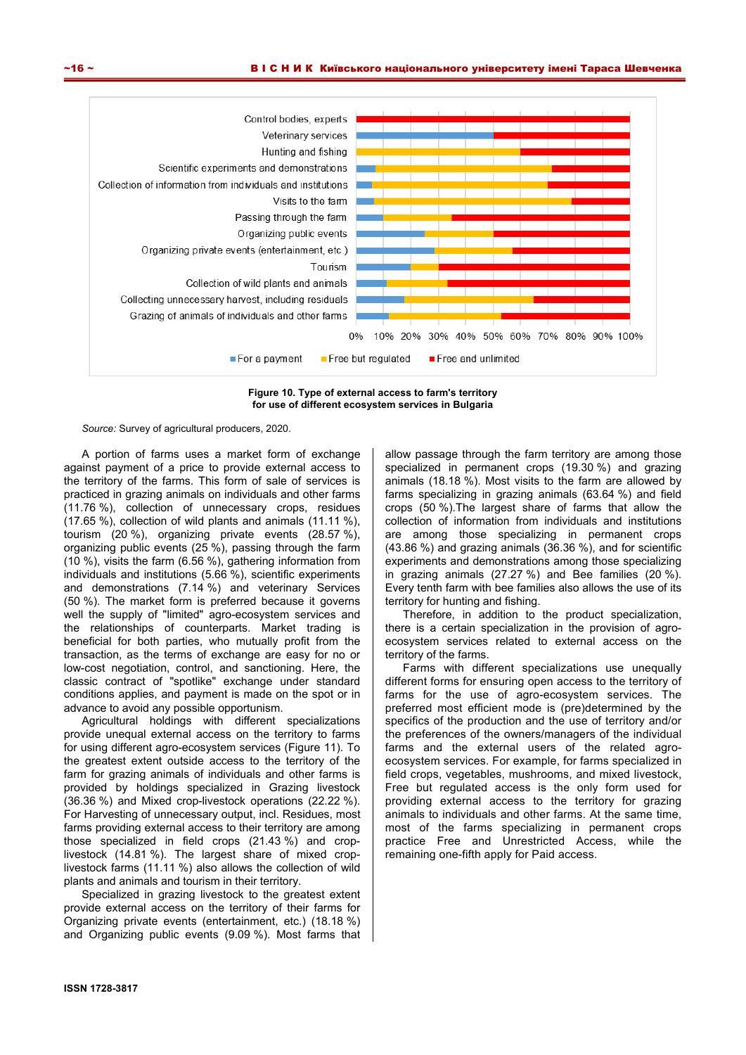**Figure 10. Type of external access to farm's territory for use of different ecosystem services in Bulgaria**

*Source:* Survey of agricultural producers, 2020.

A portion of farms uses a market form of exchange against payment of a price to provide external access to the territory of the farms. This form of sale of services is practiced in grazing animals on individuals and other farms (11.76 %), collection of unnecessary crops, residues (17.65 %), collection of wild plants and animals (11.11 %), tourism (20 %), organizing private events (28.57 %), organizing public events (25 %), passing through the farm (10 %), visits the farm (6.56 %), gathering information from individuals and institutions (5.66 %), scientific experiments and demonstrations (7.14 %) and veterinary Services (50 %). The market form is preferred because it governs well the supply of "limited" agro-ecosystem services and the relationships of counterparts. Market trading is beneficial for both parties, who mutually profit from the transaction, as the terms of exchange are easy for no or low-cost negotiation, control, and sanctioning. Here, the classic contract of "spotlike" exchange under standard conditions applies, and payment is made on the spot or in advance to avoid any possible opportunism.

Agricultural holdings with different specializations provide unequal external access on the territory to farms for using different agro-ecosystem services (Figure 11). To the greatest extent outside access to the territory of the farm for grazing animals of individuals and other farms is provided by holdings specialized in Grazing livestock (36.36 %) and Mixed crop-livestock operations (22.22 %). For Harvesting of unnecessary output, incl. Residues, most farms providing external access to their territory are among those specialized in field crops (21.43 %) and crop-livestock (14.81 %). The largest share of mixed crop-livestock farms (11.11 %) also allows the collection of wild plants and animals and tourism in their territory.

Specialized in grazing livestock to the greatest extent provide external access on the territory of their farms for Organizing private events (entertainment, etc.) (18.18 %) and Organizing public events (9.09 %). Most farms that allow passage through the farm territory are among those specialized in permanent crops (19.30 %) and grazing animals (18.18 %). Most visits to the farm are allowed by farms specializing in grazing animals (63.64 %) and field crops (50 %).The largest share of farms that allow the collection of information from individuals and institutions are among those specializing in permanent crops (43.86 %) and grazing animals (36.36 %), and for scientific experiments and demonstrations among those specializing in grazing animals (27.27 %) and Bee families (20 %). Every tenth farm with bee families also allows the use of its territory for hunting and fishing.

Therefore, in addition to the product specialization, there is a certain specialization in the provision of agro-ecosystem services related to external access on the territory of the farms.

Farms with different specializations use unequally different forms for ensuring open access to the territory of farms for the use of agro-ecosystem services. The preferred most efficient mode is (pre)determined by the specifics of the production and the use of territory and/or the preferences of the owners/managers of the individual farms and the external users of the related agro-ecosystem services. For example, for farms specialized in field crops, vegetables, mushrooms, and mixed livestock, Free but regulated access is the only form used for providing external access to the territory for grazing animals to individuals and other farms. At the same time, most of the farms specializing in permanent crops practice Free and Unrestricted Access, while the remaining one-fifth apply for Paid access.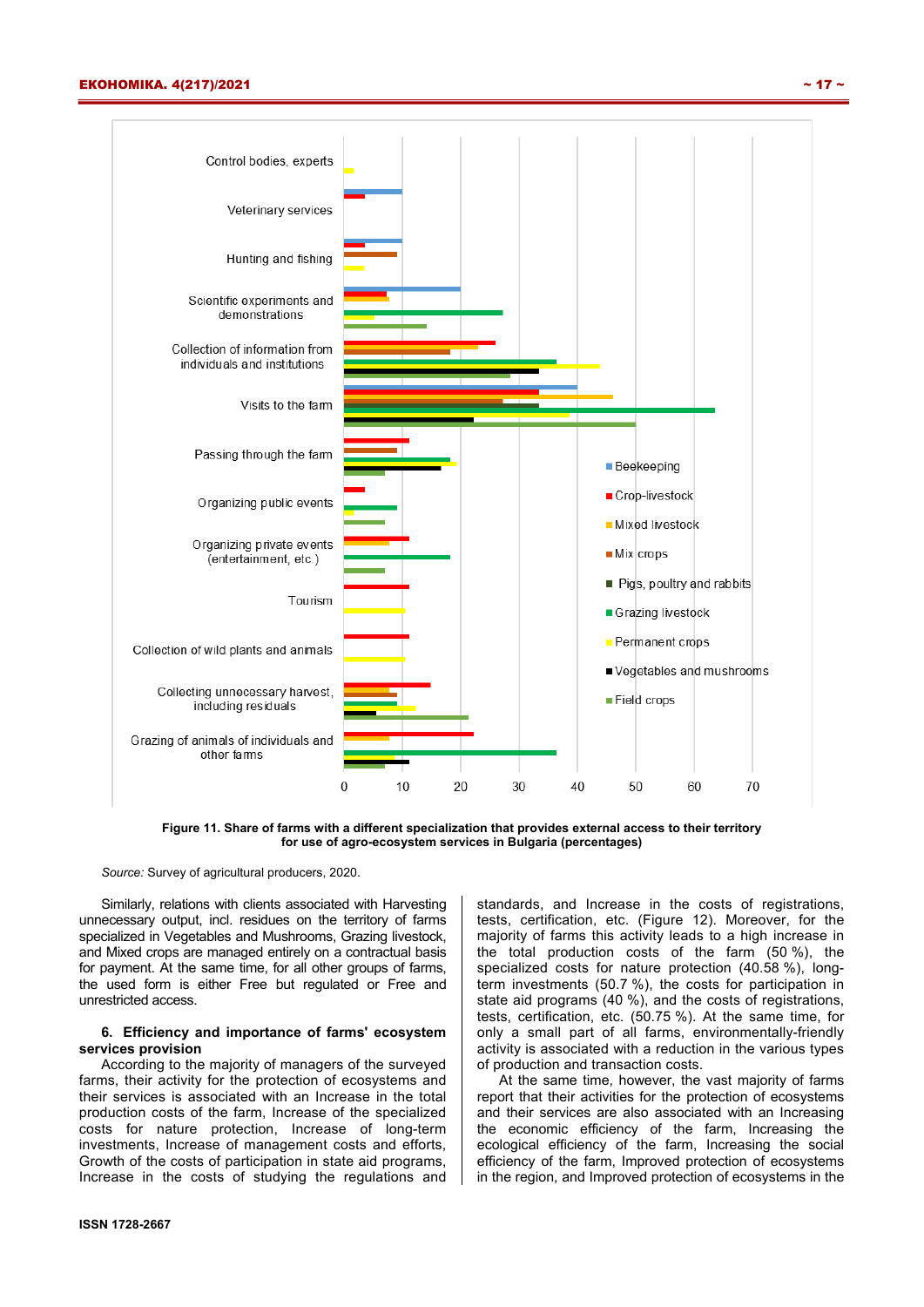Figure 11. Share of farms with a different specialization that provides external access to their territory for use of agro-ecosystem services in Bulgaria (percentages)

*Source:* Survey of agricultural producers, 2020.

Similarly, relations with clients associated with Harvesting unnecessary output, incl. residues on the territory of farms specialized in Vegetables and Mushrooms, Grazing livestock, and Mixed crops are managed entirely on a contractual basis for payment. At the same time, for all other groups of farms, the used form is either Free but regulated or Free and unrestricted access.

**6. Efficiency and importance of farms' ecosystem services provision**

According to the majority of managers of the surveyed farms, their activity for the protection of ecosystems and their services is associated with an Increase in the total production costs of the farm, Increase of the specialized costs for nature protection, Increase of long-term investments, Increase of management costs and efforts, Growth of the costs of participation in state aid programs, Increase in the costs of studying the regulations and standards, and Increase in the costs of registrations, tests, certification, etc. (Figure 12). Moreover, for the majority of farms this activity leads to a high increase in the total production costs of the farm (50 %), the specialized costs for nature protection (40.58 %), long-term investments (50.7 %), the costs for participation in state aid programs (40 %), and the costs of registrations, tests, certification, etc. (50.75 %). At the same time, for only a small part of all farms, environmentally-friendly activity is associated with a reduction in the various types of production and transaction costs.

At the same time, however, the vast majority of farms report that their activities for the protection of ecosystems and their services are also associated with an Increasing the economic efficiency of the farm, Increasing the ecological efficiency of the farm, Increasing the social efficiency of the farm, Improved protection of ecosystems in the region, and Improved protection of ecosystems in the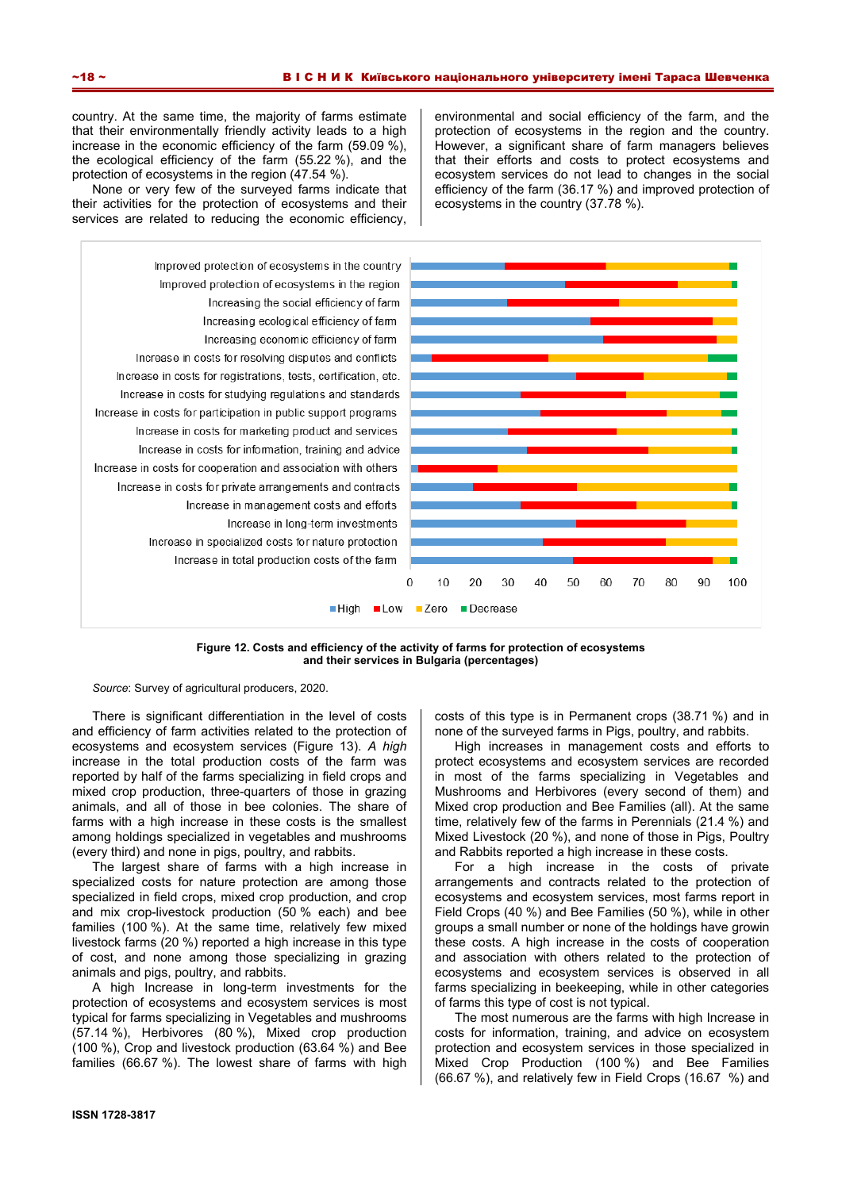country. At the same time, the majority of farms estimate that their environmentally friendly activity leads to a high increase in the economic efficiency of the farm (59.09 %), the ecological efficiency of the farm (55.22 %), and the protection of ecosystems in the region (47.54 %).

None or very few of the surveyed farms indicate that their activities for the protection of ecosystems and their services are related to reducing the economic efficiency, environmental and social efficiency of the farm, and the protection of ecosystems in the region and the country. However, a significant share of farm managers believes that their efforts and costs to protect ecosystems and ecosystem services do not lead to changes in the social efficiency of the farm (36.17 %) and improved protection of ecosystems in the country (37.78 %).

**Figure 12. Costs and efficiency of the activity of farms for protection of ecosystems and their services in Bulgaria (percentages)**

*Source*: Survey of agricultural producers, 2020.

There is significant differentiation in the level of costs and efficiency of farm activities related to the protection of ecosystems and ecosystem services (Figure 13). *A high* increase in the total production costs of the farm was reported by half of the farms specializing in field crops and mixed crop production, three-quarters of those in grazing animals, and all of those in bee colonies. The share of farms with a high increase in these costs is the smallest among holdings specialized in vegetables and mushrooms (every third) and none in pigs, poultry, and rabbits.

The largest share of farms with a high increase in specialized costs for nature protection are among those specialized in field crops, mixed crop production, and crop and mix crop-livestock production (50 % each) and bee families (100 %). At the same time, relatively few mixed livestock farms (20 %) reported a high increase in this type of cost, and none among those specializing in grazing animals and pigs, poultry, and rabbits.

A high Increase in long-term investments for the protection of ecosystems and ecosystem services is most typical for farms specializing in Vegetables and mushrooms (57.14 %), Herbivores (80 %), Mixed crop production (100 %), Crop and livestock production (63.64 %) and Bee families (66.67 %). The lowest share of farms with high costs of this type is in Permanent crops (38.71 %) and in none of the surveyed farms in Pigs, poultry, and rabbits.

High increases in management costs and efforts to protect ecosystems and ecosystem services are recorded in most of the farms specializing in Vegetables and Mushrooms and Herbivores (every second of them) and Mixed crop production and Bee Families (all). At the same time, relatively few of the farms in Perennials (21.4 %) and Mixed Livestock (20 %), and none of those in Pigs, Poultry and Rabbits reported a high increase in these costs.

For a high increase in the costs of private arrangements and contracts related to the protection of ecosystems and ecosystem services, most farms report in Field Crops (40 %) and Bee Families (50 %), while in other groups a small number or none of the holdings have growin these costs. A high increase in the costs of cooperation and association with others related to the protection of ecosystems and ecosystem services is observed in all farms specializing in beekeeping, while in other categories of farms this type of cost is not typical.

The most numerous are the farms with high Increase in costs for information, training, and advice on ecosystem protection and ecosystem services in those specialized in Mixed Crop Production (100 %) and Bee Families (66.67 %), and relatively few in Field Crops (16.67 %) and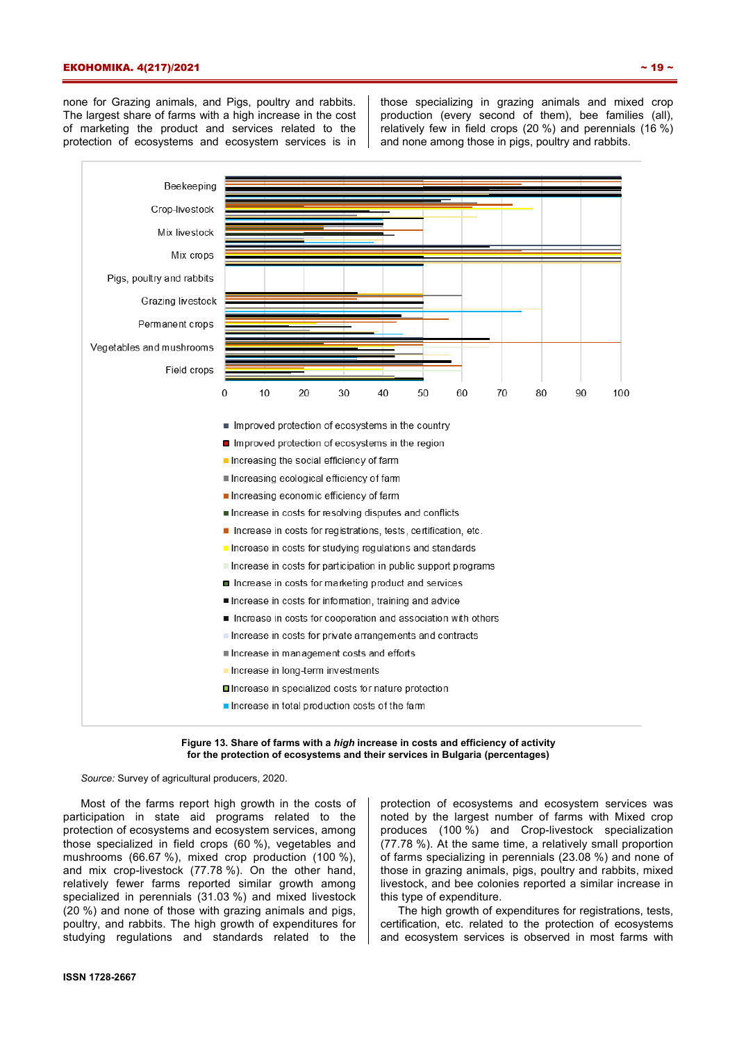none for Grazing animals, and Pigs, poultry and rabbits. The largest share of farms with a high increase in the cost of marketing the product and services related to the protection of ecosystems and ecosystem services is in those specializing in grazing animals and mixed crop production (every second of them), bee families (all), relatively few in field crops (20 %) and perennials (16 %) and none among those in pigs, poultry and rabbits.

**Figure 13. Share of farms with a *high* increase in costs and efficiency of activity for the protection of ecosystems and their services in Bulgaria (percentages)**

*Source:* Survey of agricultural producers, 2020.

Most of the farms report high growth in the costs of participation in state aid programs related to the protection of ecosystems and ecosystem services, among those specialized in field crops (60 %), vegetables and mushrooms (66.67 %), mixed crop production (100 %), and mix crop-livestock (77.78 %). On the other hand, relatively fewer farms reported similar growth among specialized in perennials (31.03 %) and mixed livestock (20 %) and none of those with grazing animals and pigs, poultry, and rabbits. The high growth of expenditures for studying regulations and standards related to the protection of ecosystems and ecosystem services was noted by the largest number of farms with Mixed crop produces (100 %) and Crop-livestock specialization (77.78 %). At the same time, a relatively small proportion of farms specializing in perennials (23.08 %) and none of those in grazing animals, pigs, poultry and rabbits, mixed livestock, and bee colonies reported a similar increase in this type of expenditure.

The high growth of expenditures for registrations, tests, certification, etc. related to the protection of ecosystems and ecosystem services is observed in most farms with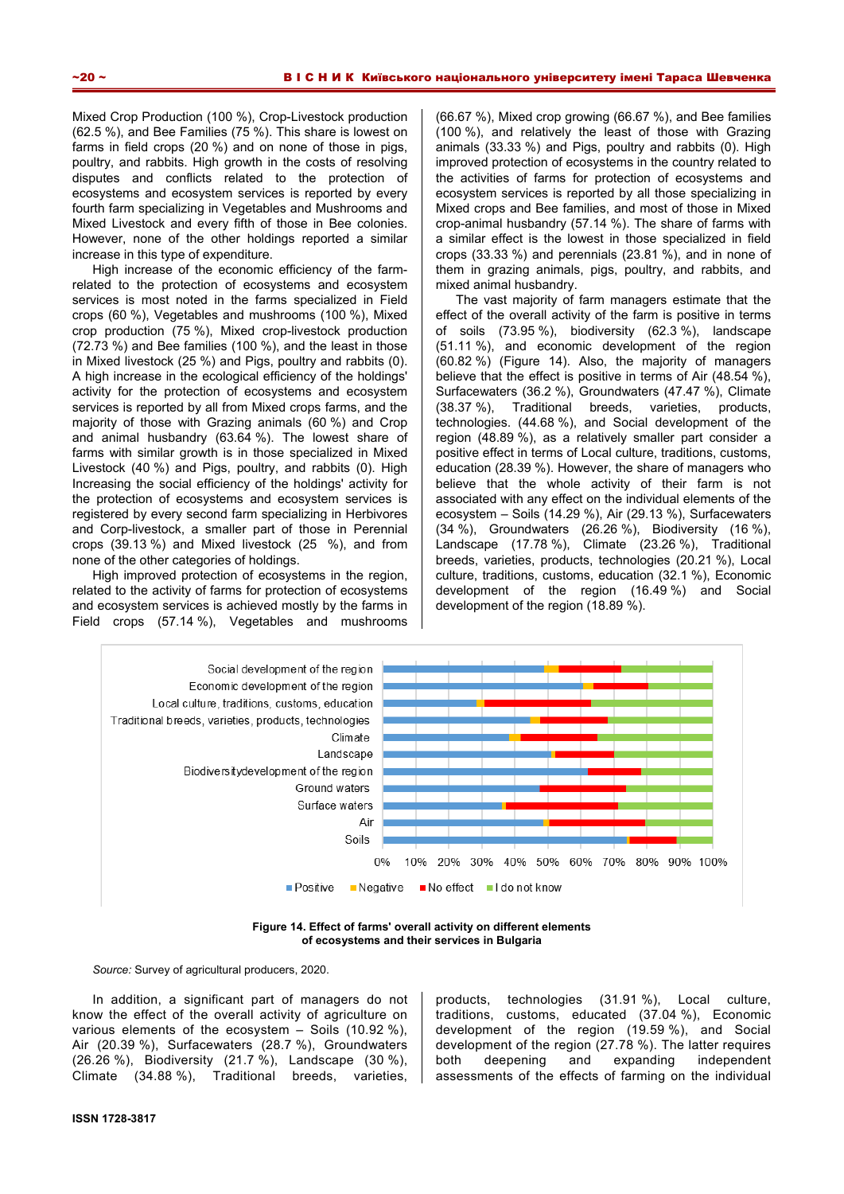Mixed Crop Production (100 %), Crop-Livestock production (62.5 %), and Bee Families (75 %). This share is lowest on farms in field crops (20 %) and on none of those in pigs, poultry, and rabbits. High growth in the costs of resolving disputes and conflicts related to the protection of ecosystems and ecosystem services is reported by every fourth farm specializing in Vegetables and Mushrooms and Mixed Livestock and every fifth of those in Bee colonies. However, none of the other holdings reported a similar increase in this type of expenditure.

High increase of the economic efficiency of the farm-related to the protection of ecosystems and ecosystem services is most noted in the farms specialized in Field crops (60 %), Vegetables and mushrooms (100 %), Mixed crop production (75 %), Mixed crop-livestock production (72.73 %) and Bee families (100 %), and the least in those in Mixed livestock (25 %) and Pigs, poultry and rabbits (0). A high increase in the ecological efficiency of the holdings' activity for the protection of ecosystems and ecosystem services is reported by all from Mixed crops farms, and the majority of those with Grazing animals (60 %) and Crop and animal husbandry (63.64 %). The lowest share of farms with similar growth is in those specialized in Mixed Livestock (40 %) and Pigs, poultry, and rabbits (0). High Increasing the social efficiency of the holdings' activity for the protection of ecosystems and ecosystem services is registered by every second farm specializing in Herbivores and Corp-livestock, a smaller part of those in Perennial crops (39.13 %) and Mixed livestock (25 %), and from none of the other categories of holdings.

High improved protection of ecosystems in the region, related to the activity of farms for protection of ecosystems and ecosystem services is achieved mostly by the farms in Field crops (57.14 %), Vegetables and mushrooms (66.67 %), Mixed crop growing (66.67 %), and Bee families (100 %), and relatively the least of those with Grazing animals (33.33 %) and Pigs, poultry and rabbits (0). High improved protection of ecosystems in the country related to the activities of farms for protection of ecosystems and ecosystem services is reported by all those specializing in Mixed crops and Bee families, and most of those in Mixed crop-animal husbandry (57.14 %). The share of farms with a similar effect is the lowest in those specialized in field crops (33.33 %) and perennials (23.81 %), and in none of them in grazing animals, pigs, poultry, and rabbits, and mixed animal husbandry.

The vast majority of farm managers estimate that the effect of the overall activity of the farm is positive in terms of soils (73.95 %), biodiversity (62.3 %), landscape (51.11 %), and economic development of the region (60.82 %) (Figure 14). Also, the majority of managers believe that the effect is positive in terms of Air (48.54 %), Surfacewaters (36.2 %), Groundwaters (47.47 %), Climate (38.37 %), Traditional breeds, varieties, products, technologies. (44.68 %), and Social development of the region (48.89 %), as a relatively smaller part consider a positive effect in terms of Local culture, traditions, customs, education (28.39 %). However, the share of managers who believe that the whole activity of their farm is not associated with any effect on the individual elements of the ecosystem – Soils (14.29 %), Air (29.13 %), Surfacewaters (34 %), Groundwaters (26.26 %), Biodiversity (16 %), Landscape (17.78 %), Climate (23.26 %), Traditional breeds, varieties, products, technologies (20.21 %), Local culture, traditions, customs, education (32.1 %), Economic development of the region (16.49 %) and Social development of the region (18.89 %).

**Figure 14. Effect of farms' overall activity on different elements of ecosystems and their services in Bulgaria**

*Source:* Survey of agricultural producers, 2020.

In addition, a significant part of managers do not know the effect of the overall activity of agriculture on various elements of the ecosystem – Soils (10.92 %), Air (20.39 %), Surfacewaters (28.7 %), Groundwaters (26.26 %), Biodiversity (21.7 %), Landscape (30 %), Climate (34.88 %), Traditional breeds, varieties, products, technologies (31.91 %), Local culture, traditions, customs, educated (37.04 %), Economic development of the region (19.59 %), and Social development of the region (27.78 %). The latter requires both deepening and expanding independent assessments of the effects of farming on the individual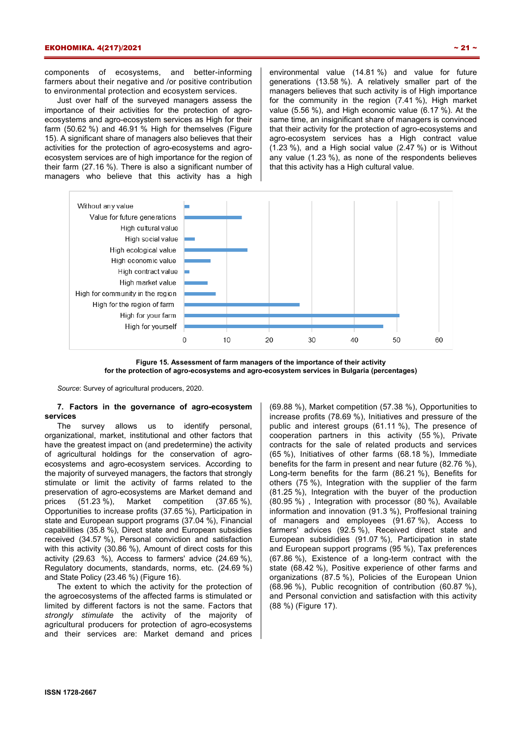components of ecosystems, and better-informing farmers about their negative and /or positive contribution to environmental protection and ecosystem services.

Just over half of the surveyed managers assess the importance of their activities for the protection of agro-ecosystems and agro-ecosystem services as High for their farm (50.62 %) and 46.91 % High for themselves (Figure 15). A significant share of managers also believes that their activities for the protection of agro-ecosystems and agro-ecosystem services are of high importance for the region of their farm (27.16 %). There is also a significant number of managers who believe that this activity has a high environmental value (14.81 %) and value for future generations (13.58 %). A relatively smaller part of the managers believes that such activity is of High importance for the community in the region (7.41 %), High market value (5.56 %), and High economic value (6.17 %). At the same time, an insignificant share of managers is convinced that their activity for the protection of agro-ecosystems and agro-ecosystem services has a High contract value (1.23 %), and a High social value (2.47 %) or is Without any value (1.23 %), as none of the respondents believes that this activity has a High cultural value.

**Figure 15. Assessment of farm managers of the importance of their activity for the protection of agro-ecosystems and agro-ecosystem services in Bulgaria (percentages)**

*Source*: Survey of agricultural producers, 2020.

**7. Factors in the governance of agro-ecosystem services**

The survey allows us to identify personal, organizational, market, institutional and other factors that have the greatest impact on (and predetermine) the activity of agricultural holdings for the conservation of agro-ecosystems and agro-ecosystem services. According to the majority of surveyed managers, the factors that strongly stimulate or limit the activity of farms related to the preservation of agro-ecosystems are Market demand and prices (51.23 %), Market competition (37.65 %), Opportunities to increase profits (37.65 %), Participation in state and European support programs (37.04 %), Financial capabilities (35.8 %), Direct state and European subsidies received (34.57 %), Personal conviction and satisfaction with this activity (30.86 %), Amount of direct costs for this activity (29.63 %), Access to farmers' advice (24.69 %), Regulatory documents, standards, norms, etc. (24.69 %) and State Policy (23.46 %) (Figure 16).

The extent to which the activity for the protection of the agroecosystems of the affected farms is stimulated or limited by different factors is not the same. Factors that *strongly stimulate* the activity of the majority of agricultural producers for protection of agro-ecosystems and their services are: Market demand and prices (69.88 %), Market competition (57.38 %), Opportunities to increase profits (78.69 %), Initiatives and pressure of the public and interest groups (61.11 %), The presence of cooperation partners in this activity (55 %), Private contracts for the sale of related products and services (65 %), Initiatives of other farms (68.18 %), Immediate benefits for the farm in present and near future (82.76 %), Long-term benefits for the farm (86.21 %), Benefits for others (75 %), Integration with the supplier of the farm (81.25 %), Integration with the buyer of the production (80.95 %) , Integration with processor (80 %), Available information and innovation (91.3 %), Proffesional training of managers and employees (91.67 %), Access to farmers' advices (92.5 %), Received direct state and European subsidiies (91.07 %), Participation in state and European support programs (95 %), Tax preferences (67.86 %), Existence of a long-term contract with the state (68.42 %), Positive experience of other farms and organizations (87.5 %), Policies of the European Union (68.96 %), Public recognition of contribution (60.87 %), and Personal conviction and satisfaction with this activity (88 %) (Figure 17).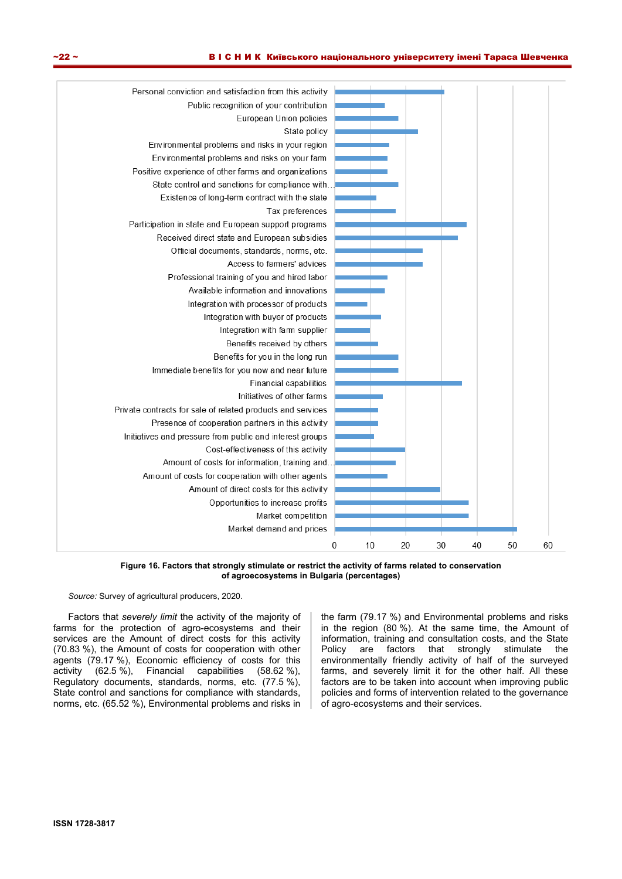Figure 16. Factors that strongly stimulate or restrict the activity of farms related to conservation of agroecosystems in Bulgaria (percentages)

*Source:* Survey of agricultural producers, 2020.

Factors that *severely limit* the activity of the majority of farms for the protection of agro-ecosystems and their services are the Amount of direct costs for this activity (70.83 %), the Amount of costs for cooperation with other agents (79.17 %), Economic efficiency of costs for this activity (62.5 %), Financial capabilities (58.62 %), Regulatory documents, standards, norms, etc. (77.5 %), State control and sanctions for compliance with standards, norms, etc. (65.52 %), Environmental problems and risks in the farm (79.17 %) and Environmental problems and risks in the region (80 %). At the same time, the Amount of information, training and consultation costs, and the State Policy are factors that strongly stimulate the environmentally friendly activity of half of the surveyed farms, and severely limit it for the other half. All these factors are to be taken into account when improving public policies and forms of intervention related to the governance of agro-ecosystems and their services.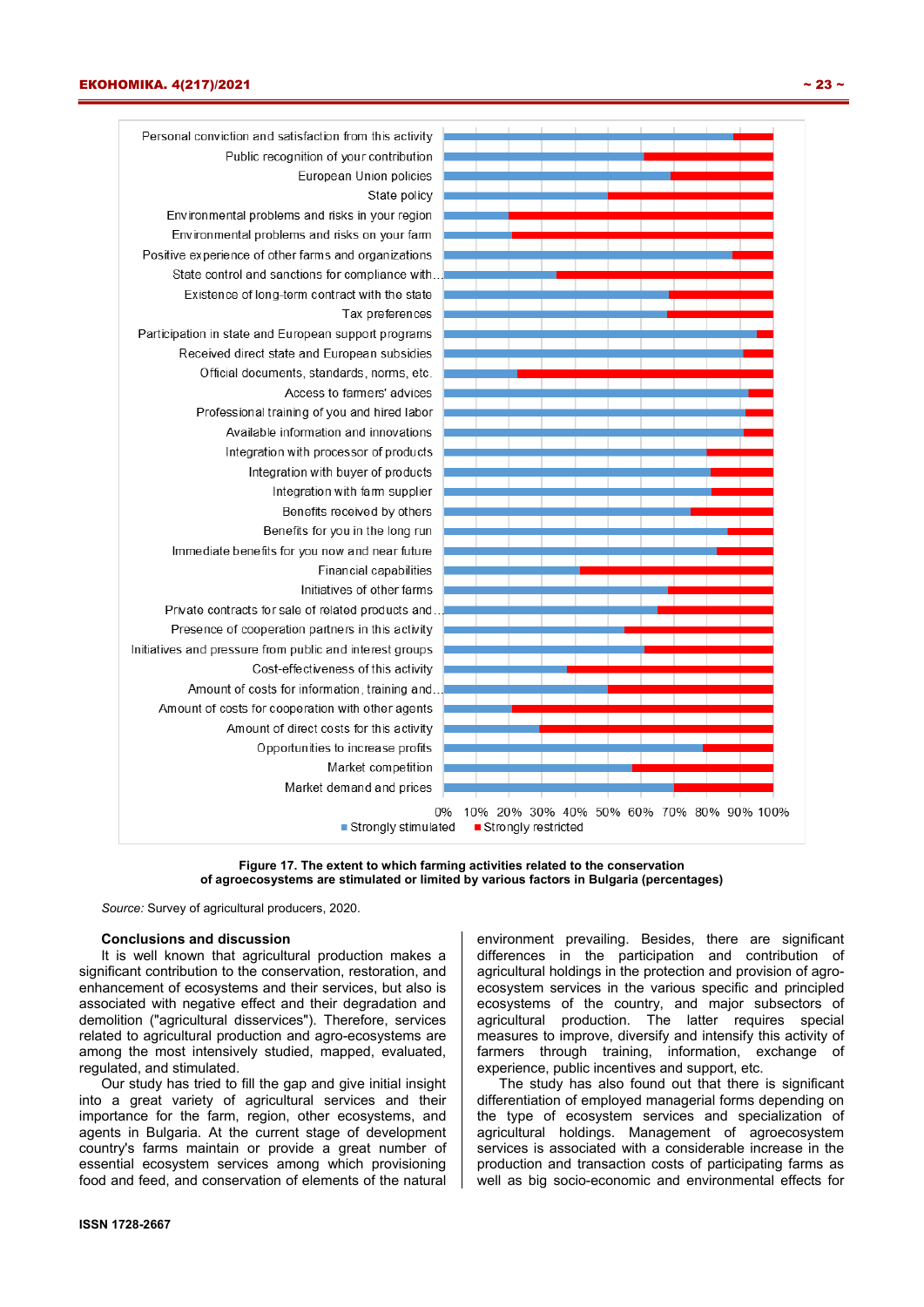Figure 17. The extent to which farming activities related to the conservation of agroecosystems are stimulated or limited by various factors in Bulgaria (percentages)

*Source:* Survey of agricultural producers, 2020.

### Conclusions and discussion

It is well known that agricultural production makes a significant contribution to the conservation, restoration, and enhancement of ecosystems and their services, but also is associated with negative effect and their degradation and demolition ("agricultural disservices"). Therefore, services related to agricultural production and agro-ecosystems are among the most intensively studied, mapped, evaluated, regulated, and stimulated.

Our study has tried to fill the gap and give initial insight into a great variety of agricultural services and their importance for the farm, region, other ecosystems, and agents in Bulgaria. At the current stage of development country's farms maintain or provide a great number of essential ecosystem services among which provisioning food and feed, and conservation of elements of the natural environment prevailing. Besides, there are significant differences in the participation and contribution of agricultural holdings in the protection and provision of agro-ecosystem services in the various specific and principled ecosystems of the country, and major subsectors of agricultural production. The latter requires special measures to improve, diversify and intensify this activity of farmers through training, information, exchange of experience, public incentives and support, etc.

The study has also found out that there is significant differentiation of employed managerial forms depending on the type of ecosystem services and specialization of agricultural holdings. Management of agroecosystem services is associated with a considerable increase in the production and transaction costs of participating farms as well as big socio-economic and environmental effects for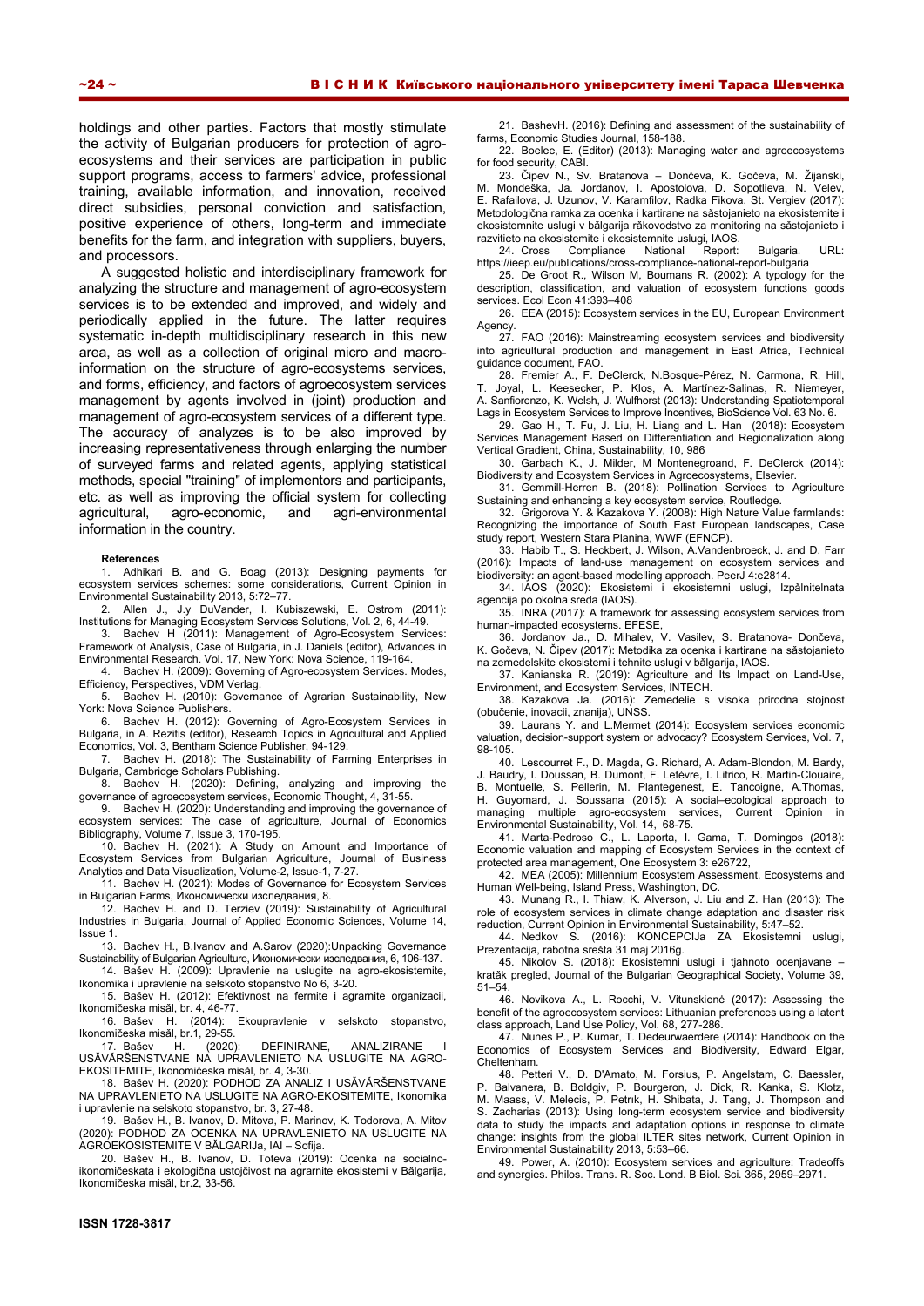holdings and other parties. Factors that mostly stimulate the activity of Bulgarian producers for protection of agro-ecosystems and their services are participation in public support programs, access to farmers' advice, professional training, available information, and innovation, received direct subsidies, personal conviction and satisfaction, positive experience of others, long-term and immediate benefits for the farm, and integration with suppliers, buyers, and processors.

A suggested holistic and interdisciplinary framework for analyzing the structure and management of agro-ecosystem services is to be extended and improved, and widely and periodically applied in the future. The latter requires systematic in-depth multidisciplinary research in this new area, as well as a collection of original micro and macro-information on the structure of agro-ecosystems services, and forms, efficiency, and factors of agroecosystem services management by agents involved in (joint) production and management of agro-ecosystem services of a different type. The accuracy of analyzes is to be also improved by increasing representativeness through enlarging the number of surveyed farms and related agents, applying statistical methods, special "training" of implementors and participants, etc. as well as improving the official system for collecting agricultural, agro-economic, and agri-environmental information in the country.

**References**

1. Adhikari B. and G. Boag (2013): Designing payments for ecosystem services schemes: some considerations, Current Opinion in Environmental Sustainability 2013, 5:72–77.
2. Allen J., J.y DuVander, I. Kubiszewski, E. Ostrom (2011): Institutions for Managing Ecosystem Services Solutions, Vol. 2, 6, 44-49.
3. Bachev H (2011): Management of Agro-Ecosystem Services: Framework of Analysis, Case of Bulgaria, in J. Daniels (editor), Advances in Environmental Research. Vol. 17, New York: Nova Science, 119-164.
4. Bachev H. (2009): Governing of Agro-ecosystem Services. Modes, Efficiency, Perspectives, VDM Verlag.
5. Bachev H. (2010): Governance of Agrarian Sustainability, New York: Nova Science Publishers.
6. Bachev H. (2012): Governing of Agro-Ecosystem Services in Bulgaria, in A. Rezitis (editor), Research Topics in Agricultural and Applied Economics, Vol. 3, Bentham Science Publisher, 94-129.
7. Bachev H. (2018): The Sustainability of Farming Enterprises in Bulgaria, Cambridge Scholars Publishing.
8. Bachev H. (2020): Defining, analyzing and improving the governance of agroecosystem services, Economic Thought, 4, 31-55.
9. Bachev H. (2020): Understanding and improving the governance of ecosystem services: The case of agriculture, Journal of Economics Bibliography, Volume 7, Issue 3, 170-195.
10. Bachev H. (2021): A Study on Amount and Importance of Ecosystem Services from Bulgarian Agriculture, Journal of Business Analytics and Data Visualization, Volume-2, Issue-1, 7-27.
11. Bachev H. (2021): Modes of Governance for Ecosystem Services in Bulgarian Farms, Икономически изследвания, 8.
12. Bachev H. and D. Terziev (2019): Sustainability of Agricultural Industries in Bulgaria, Journal of Applied Economic Sciences, Volume 14, Issue 1.
13. Bachev H., B.Ivanov and A.Sarov (2020):Unpacking Governance Sustainability of Bulgarian Agriculture, Икономически изследвания, 6, 106-137.
14. Bašev H. (2009): Upravlenie na uslugite na agro-ekosistemite, Ikonomika i upravlenie na selskoto stopanstvo No 6, 3-20.
15. Bašev H. (2012): Efektivnost na fermite i agrarnite organizacii, Ikonomičeska misăl, br. 4, 46-77.
16. Bašev H. (2014): Ekoupravlenie v selskoto stopanstvo, Ikonomičeska misăl, br.1, 29-55.
17. Bašev H. (2020): DEFINIRANE, ANALIZIRANE I USĂVĂRŠENSTVANE NA UPRAVLENIETO NA USLUGITE NA AGRO-EKOSITEMITE, Ikonomičeska misăl, br. 4, 3-30.
18. Bašev H. (2020): PODHOD ZA ANALIZ I USĂVĂRŠENSTVANE NA UPRAVLENIETO NA USLUGITE NA AGRO-EKOSITEMITE, Ikonomika i upravlenie na selskoto stopanstvo, br. 3, 27-48.
19. Bašev H., B. Ivanov, D. Mitova, P. Marinov, K. Todorova, A. Mitov (2020): PODHOD ZA OCENKA NA UPRAVLENIETO NA USLUGITE NA AGROEKOSISTEMITE V BĂLGARIJa, IAI – Sofija.
20. Bašev H., B. Ivanov, D. Toteva (2019): Ocenka na socialno-ikonomičeskata i ekologična ustojčivost na agrarnite ekosistemi v Bălgarija, Ikonomičeska misăl, br.2, 33-56.
21. BashevH. (2016): Defining and assessment of the sustainability of farms, Economic Studies Journal, 158-188.
22. Boelee, E. (Editor) (2013): Managing water and agroecosystems for food security, CABI.
23. Čipev N., Sv. Bratanova – Dončeva, K. Gočeva, M. Žijanski, M. Mondeška, Ja. Jordanov, I. Apostolova, D. Sopotlieva, N. Velev, E. Rafailova, J. Uzunov, V. Karamfilov, Radka Fikova, St. Vergiev (2017): Metodologična ramka za ocenka i kartirane na săstojanieto na ekosistemite i ekosistemnite uslugi v bălgarija răkovodstvo za monitoring na săstojanieto i razvitieto na ekosistemite i ekosistemnite uslugi, IAOS.
24. Cross Compliance National Report: Bulgaria. URL: https://ieep.eu/publications/cross-compliance-national-report-bulgaria
25. De Groot R., Wilson M, Boumans R. (2002): A typology for the description, classification, and valuation of ecosystem functions goods services. Ecol Econ 41:393–408
26. EEA (2015): Ecosystem services in the EU, European Environment Agency.
27. FAO (2016): Mainstreaming ecosystem services and biodiversity into agricultural production and management in East Africa, Technical guidance document, FAO.
28. Fremier A., F. DeClerck, N.Bosque-Pérez, N. Carmona, R, Hill, T. Joyal, L. Keesecker, P. Klos, A. Martínez-Salinas, R. Niemeyer, A. Sanfiorenzo, K. Welsh, J. Wulfhorst (2013): Understanding Spatiotemporal Lags in Ecosystem Services to Improve Incentives, BioScience Vol. 63 No. 6.
29. Gao H., T. Fu, J. Liu, H. Liang and L. Han (2018): Ecosystem Services Management Based on Differentiation and Regionalization along Vertical Gradient, China, Sustainability, 10, 986
30. Garbach K., J. Milder, M Montenegroand, F. DeClerck (2014): Biodiversity and Ecosystem Services in Agroecosystems, Elsevier.
31. Gemmill-Herren B. (2018): Pollination Services to Agriculture Sustaining and enhancing a key ecosystem service, Routledge.
32. Grigorova Y. & Kazakova Y. (2008): High Nature Value farmlands: Recognizing the importance of South East European landscapes, Case study report, Western Stara Planina, WWF (EFNCP).
33. Habib T., S. Heckbert, J. Wilson, A.Vandenbroeck, J. and D. Farr (2016): Impacts of land-use management on ecosystem services and biodiversity: an agent-based modelling approach. PeerJ 4:e2814.
34. IAOS (2020): Ekosistemi i ekosistemni uslugi, Izpălnitelnata agencija po okolna sreda (IAOS).
35. INRA (2017): A framework for assessing ecosystem services from human-impacted ecosystems. EFESE,
36. Jordanov Ja., D. Mihalev, V. Vasilev, S. Bratanova- Dončeva, K. Gočeva, N. Čipev (2017): Metodika za ocenka i kartirane na săstojanieto na zemedelskite ekosistemi i tehnite uslugi v bălgarija, IAOS.
37. Kanianska R. (2019): Agriculture and Its Impact on Land-Use, Environment, and Ecosystem Services, INTECH.
38. Kazakova Ja. (2016): Zemedelie s visoka prirodna stojnost (obučenie, inovacii, znanija), UNSS.
39. Laurans Y. and L.Mermet (2014): Ecosystem services economic valuation, decision-support system or advocacy? Ecosystem Services, Vol. 7, 98-105.
40. Lescourret F., D. Magda, G. Richard, A. Adam-Blondon, M. Bardy, J. Baudry, I. Doussan, B. Dumont, F. Lefèvre, I. Litrico, R. Martin-Clouaire, B. Montuelle, S. Pellerin, M. Plantegenest, E. Tancoigne, A.Thomas, H. Guyomard, J. Soussana (2015): A social–ecological approach to managing multiple agro-ecosystem services, Current Opinion in Environmental Sustainability, Vol. 14, 68-75.
41. Marta-Pedroso C., L. Laporta, I. Gama, T. Domingos (2018): Economic valuation and mapping of Ecosystem Services in the context of protected area management, One Ecosystem 3: e26722,
42. MEA (2005): Millennium Ecosystem Assessment, Ecosystems and Human Well-being, Island Press, Washington, DC.
43. Munang R., I. Thiaw, K. Alverson, J. Liu and Z. Han (2013): The role of ecosystem services in climate change adaptation and disaster risk reduction, Current Opinion in Environmental Sustainability, 5:47–52.
44. Nedkov S. (2016): KONCEPCIJa ZA Ekosistemni uslugi, Prezentacija, rabotna srešta 31 maj 2016g.
45. Nikolov S. (2018): Ekosistemni uslugi i tjahnoto ocenjavane – kratăk pregled, Journal of the Bulgarian Geographical Society, Volume 39, 51–54.
46. Novikova A., L. Rocchi, V. Vitunskienė (2017): Assessing the benefit of the agroecosystem services: Lithuanian preferences using a latent class approach, Land Use Policy, Vol. 68, 277-286.
47. Nunes P., P. Kumar, T. Dedeurwaerdere (2014): Handbook on the Economics of Ecosystem Services and Biodiversity, Edward Elgar, Cheltenham.
48. Petteri V., D. D'Amato, M. Forsius, P. Angelstam, C. Baessler, P. Balvanera, B. Boldgiv, P. Bourgeron, J. Dick, R. Kanka, S. Klotz, M. Maass, V. Melecis, P. Petrik, H. Shibata, J. Tang, J. Thompson and S. Zacharias (2013): Using long-term ecosystem service and biodiversity data to study the impacts and adaptation options in response to climate change: insights from the global ILTER sites network, Current Opinion in Environmental Sustainability 2013, 5:53–66.
49. Power, A. (2010): Ecosystem services and agriculture: Tradeoffs and synergies. Philos. Trans. R. Soc. Lond. B Biol. Sci. 365, 2959–2971.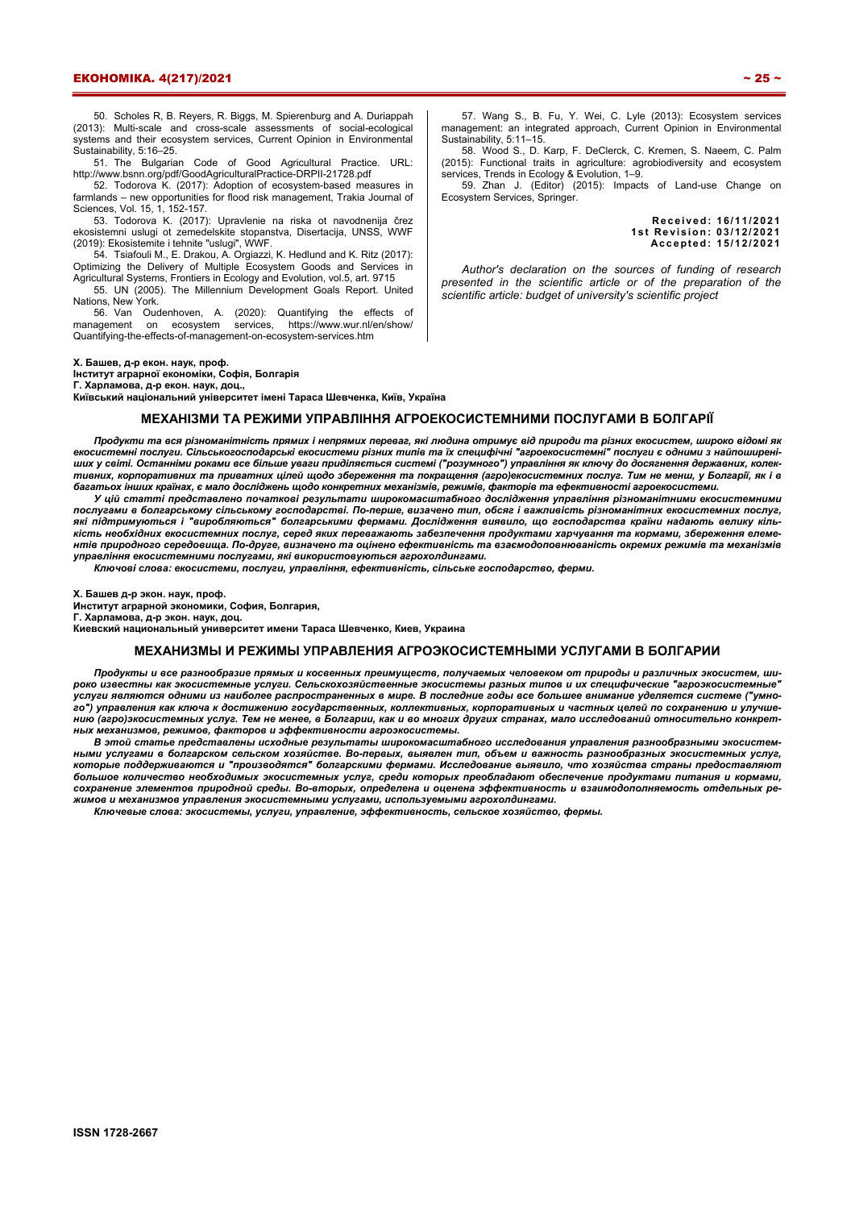50. Scholes R, B. Reyers, R. Biggs, M. Spierenburg and A. Duriappah (2013): Multi-scale and cross-scale assessments of social-ecological systems and their ecosystem services, Current Opinion in Environmental Sustainability, 5:16–25.

51. The Bulgarian Code of Good Agricultural Practice. URL: http://www.bsnn.org/pdf/GoodAgriculturalPractice-DRPII-21728.pdf

52. Todorova K. (2017): Adoption of ecosystem-based measures in farmlands – new opportunities for flood risk management, Trakia Journal of Sciences, Vol. 15, 1, 152-157.

53. Todorova K. (2017): Upravlenie na riska ot navodnenija črez ekosistemni uslugi ot zemedelskite stopanstva, Disertacija, UNSS, WWF (2019): Ekosistemite i tehnite "uslugi", WWF.

54. Tsiafouli M., E. Drakou, A. Orgiazzi, K. Hedlund and K. Ritz (2017): Optimizing the Delivery of Multiple Ecosystem Goods and Services in Agricultural Systems, Frontiers in Ecology and Evolution, vol.5, art. 9715

55. UN (2005). The Millennium Development Goals Report. United Nations, New York.

56. Van Oudenhoven, A. (2020): Quantifying the effects of management on ecosystem services, https://www.wur.nl/en/show/Quantifying-the-effects-of-management-on-ecosystem-services.htm

57. Wang S., B. Fu, Y. Wei, C. Lyle (2013): Ecosystem services management: an integrated approach, Current Opinion in Environmental Sustainability, 5:11–15.

58. Wood S., D. Karp, F. DeClerck, C. Kremen, S. Naeem, C. Palm (2015): Functional traits in agriculture: agrobiodiversity and ecosystem services, Trends in Ecology & Evolution, 1–9.

59. Zhan J. (Editor) (2015): Impacts of Land-use Change on Ecosystem Services, Springer.

**Received: 16/11/2021**
**1st Revision: 03/12/2021**
**Accepted: 15/12/2021**

*Author's declaration on the sources of funding of research presented in the scientific article or of the preparation of the scientific article: budget of university's scientific project*

**Х. Башев, д-р екон. наук, проф.**
**Інститут аграрної економіки, Софія, Болгарія**
**Г. Харламова, д-р екон. наук, доц.,**
**Київський національний університет імені Тараса Шевченка, Київ, Україна**

## МЕХАНІЗМИ ТА РЕЖИМИ УПРАВЛІННЯ АГРОЕКОСИСТЕМНИМИ ПОСЛУГАМИ В БОЛГАРІЇ

*Продукти та вся різноманітність прямих і непрямих переваг, які людина отримує від природи та різних екосистем, широко відомі як екосистемні послуги. Сільськогосподарські екосистеми різних типів та їх специфічні "агроекосистемні" послуги є одними з найпоширеніших у світі. Останніми роками все більше уваги приділяється системі ("розумного") управління як ключу до досягнення державних, колективних, корпоративних та приватних цілей щодо збереження та покращення (агро)екосистемних послуг. Тим не менш, у Болгарії, як і в багатьох інших країнах, є мало досліджень щодо конкретних механізмів, режимів, факторів та ефективності агроекосистеми.*

*У цій статті представлено початкові результати широкомасштабного дослідження управління різноманітними екосистемними послугами в болгарському сільському господарстві. По-перше, визначено тип, обсяг і важливість різноманітних екосистемних послуг, які підтримуються і "виробляються" болгарськими фермами. Дослідження виявило, що господарства країни надають велику кількість необхідних екосистемних послуг, серед яких переважають забезпечення продуктами харчування та кормами, збереження елементів природного середовища. По-друге, визначено та оцінено ефективність та взаємодоповнюваність окремих режимів та механізмів управління екосистемними послугами, які використовуються агрохолдингами.*

*Ключові слова: екосистеми, послуги, управління, ефективність, сільське господарство, ферми.*

**Х. Башев д-р экон. наук, проф.**
**Институт аграрной экономики, София, Болгария,**
**Г. Харламова, д-р экон. наук, доц.**
**Киевский национальный университет имени Тараса Шевченко, Киев, Украина**

## МЕХАНИЗМЫ И РЕЖИМЫ УПРАВЛЕНИЯ АГРОЭКОСИСТЕМНЫМИ УСЛУГАМИ В БОЛГАРИИ

*Продукты и все разнообразие прямых и косвенных преимуществ, получаемых человеком от природы и различных экосистем, широко известны как экосистемные услуги. Сельскохозяйственные экосистемы разных типов и их специфические "агроэкосистемные" услуги являются одними из наиболее распространенных в мире. В последние годы все большее внимание уделяется системе ("умного") управления как ключа к достижению государственных, коллективных, корпоративных и частных целей по сохранению и улучшению (агро)экосистемных услуг. Тем не менее, в Болгарии, как и во многих других странах, мало исследований относительно конкретных механизмов, режимов, факторов и эффективности агроэкосистемы.*

*В этой статье представлены исходные результаты широкомасштабного исследования управления разнообразными экосистемными услугами в болгарском сельском хозяйстве. Во-первых, выявлен тип, объем и важность разнообразных экосистемных услуг, которые поддерживаются и "производятся" болгарскими фермами. Исследование выявило, что хозяйства страны предоставляют большое количество необходимых экосистемных услуг, среди которых преобладают обеспечение продуктами питания и кормами, сохранение элементов природной среды. Во-вторых, определена и оценена эффективность и взаимодополняемость отдельных режимов и механизмов управления экосистемными услугами, используемыми агрохолдингами.*

*Ключевые слова: экосистемы, услуги, управление, эффективность, сельское хозяйство, фермы.*